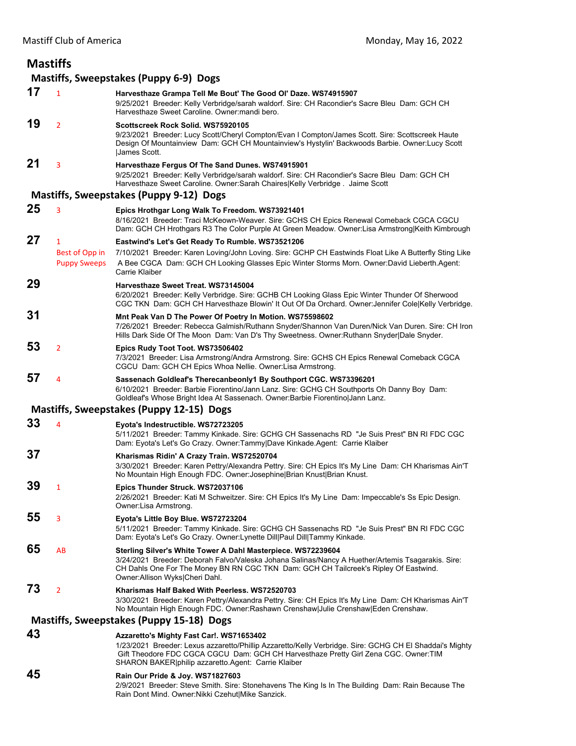## Mastiffs

### Mastiffs, Sweepstakes (Puppy 6-9) Dogs

**17** 1 **Harvesthaze Grampa Tell Me Bout' The Good Ol' Daze. WS74915907**
9/25/2021 Breeder: Kelly Verbridge/sarah waldorf. Sire: CH Racondier's Sacre Bleu Dam: GCH CH Harvesthaze Sweet Caroline. Owner:mandi bero.

**19** 2 **Scottscreek Rock Solid. WS75920105**
9/23/2021 Breeder: Lucy Scott/Cheryl Compton/Evan I Compton/James Scott. Sire: Scottscreek Haute Design Of Mountainview Dam: GCH CH Mountainview's Hystylin' Backwoods Barbie. Owner:Lucy Scott |James Scott.

**21** 3 **Harvesthaze Fergus Of The Sand Dunes. WS74915901**
9/25/2021 Breeder: Kelly Verbridge/sarah waldorf. Sire: CH Racondier's Sacre Bleu Dam: GCH CH Harvesthaze Sweet Caroline. Owner:Sarah Chaires|Kelly Verbridge . Jaime Scott

### Mastiffs, Sweepstakes (Puppy 9-12) Dogs

**25** 3 **Epics Hrothgar Long Walk To Freedom. WS73921401**
8/16/2021 Breeder: Traci McKeown-Weaver. Sire: GCHS CH Epics Renewal Comeback CGCA CGCU Dam: GCH CH Hrothgars R3 The Color Purple At Green Meadow. Owner:Lisa Armstrong|Keith Kimbrough

**27** 1 Best of Opp in Puppy Sweeps **Eastwind's Let's Get Ready To Rumble. WS73521206**
7/10/2021 Breeder: Karen Loving/John Loving. Sire: GCHP CH Eastwinds Float Like A Butterfly Sting Like A Bee CGCA Dam: GCH CH Looking Glasses Epic Winter Storms Morn. Owner:David Lieberth.Agent: Carrie Klaiber

**29** **Harvesthaze Sweet Treat. WS73145004**
6/20/2021 Breeder: Kelly Verbridge. Sire: GCHB CH Looking Glass Epic Winter Thunder Of Sherwood CGC TKN Dam: GCH CH Harvesthaze Blowin' It Out Of Da Orchard. Owner:Jennifer Cole|Kelly Verbridge.

**31** **Mnt Peak Van D The Power Of Poetry In Motion. WS75598602**
7/26/2021 Breeder: Rebecca Galmish/Ruthann Snyder/Shannon Van Duren/Nick Van Duren. Sire: CH Iron Hills Dark Side Of The Moon Dam: Van D's Thy Sweetness. Owner:Ruthann Snyder|Dale Snyder.

**53** 2 **Epics Rudy Toot Toot. WS73506402**
7/3/2021 Breeder: Lisa Armstrong/Andra Armstrong. Sire: GCHS CH Epics Renewal Comeback CGCA CGCU Dam: GCH CH Epics Whoa Nellie. Owner:Lisa Armstrong.

**57** 4 **Sassenach Goldleaf's Therecanbeonly1 By Southport CGC. WS73396201**
6/10/2021 Breeder: Barbie Fiorentino/Jann Lanz. Sire: GCHG CH Southports Oh Danny Boy Dam: Goldleaf's Whose Bright Idea At Sassenach. Owner:Barbie Fiorentino|Jann Lanz.

### Mastiffs, Sweepstakes (Puppy 12-15) Dogs

**33** 4 **Eyota's Indestructible. WS72723205**
5/11/2021 Breeder: Tammy Kinkade. Sire: GCHG CH Sassenachs RD "Je Suis Prest" BN RI FDC CGC Dam: Eyota's Let's Go Crazy. Owner:Tammy|Dave Kinkade.Agent: Carrie Klaiber

**37** **Kharismas Ridin' A Crazy Train. WS72520704**
3/30/2021 Breeder: Karen Pettry/Alexandra Pettry. Sire: CH Epics It's My Line Dam: CH Kharismas Ain'T No Mountain High Enough FDC. Owner:Josephine|Brian Knust|Brian Knust.

**39** 1 **Epics Thunder Struck. WS72037106**
2/26/2021 Breeder: Kati M Schweitzer. Sire: CH Epics It's My Line Dam: Impeccable's Ss Epic Design. Owner:Lisa Armstrong.

**55** 3 **Eyota's Little Boy Blue. WS72723204**
5/11/2021 Breeder: Tammy Kinkade. Sire: GCHG CH Sassenachs RD "Je Suis Prest" BN RI FDC CGC Dam: Eyota's Let's Go Crazy. Owner:Lynette Dill|Paul Dill|Tammy Kinkade.

**65** AB **Sterling Silver's White Tower A Dahl Masterpiece. WS72239604**
3/24/2021 Breeder: Deborah Falvo/Valeska Johana Salinas/Nancy A Huether/Artemis Tsagarakis. Sire: CH Dahls One For The Money BN RN CGC TKN Dam: GCH CH Tailcreek's Ripley Of Eastwind. Owner:Allison Wyks|Cheri Dahl.

**73** 2 **Kharismas Half Baked With Peerless. WS72520703**
3/30/2021 Breeder: Karen Pettry/Alexandra Pettry. Sire: CH Epics It's My Line Dam: CH Kharismas Ain'T No Mountain High Enough FDC. Owner:Rashawn Crenshaw|Julie Crenshaw|Eden Crenshaw.

### Mastiffs, Sweepstakes (Puppy 15-18) Dogs

**43** **Azzaretto's Mighty Fast Car!. WS71653402**
1/23/2021 Breeder: Lexus azzaretto/Phillip Azzaretto/Kelly Verbridge. Sire: GCHG CH El Shaddai's Mighty Gift Theodore FDC CGCA CGCU Dam: GCH CH Harvesthaze Pretty Girl Zena CGC. Owner:TIM SHARON BAKER|philip azzaretto.Agent: Carrie Klaiber

**45** **Rain Our Pride & Joy. WS71827603**
2/9/2021 Breeder: Steve Smith. Sire: Stonehavens The King Is In The Building Dam: Rain Because The Rain Dont Mind. Owner:Nikki Czehut|Mike Sanzick.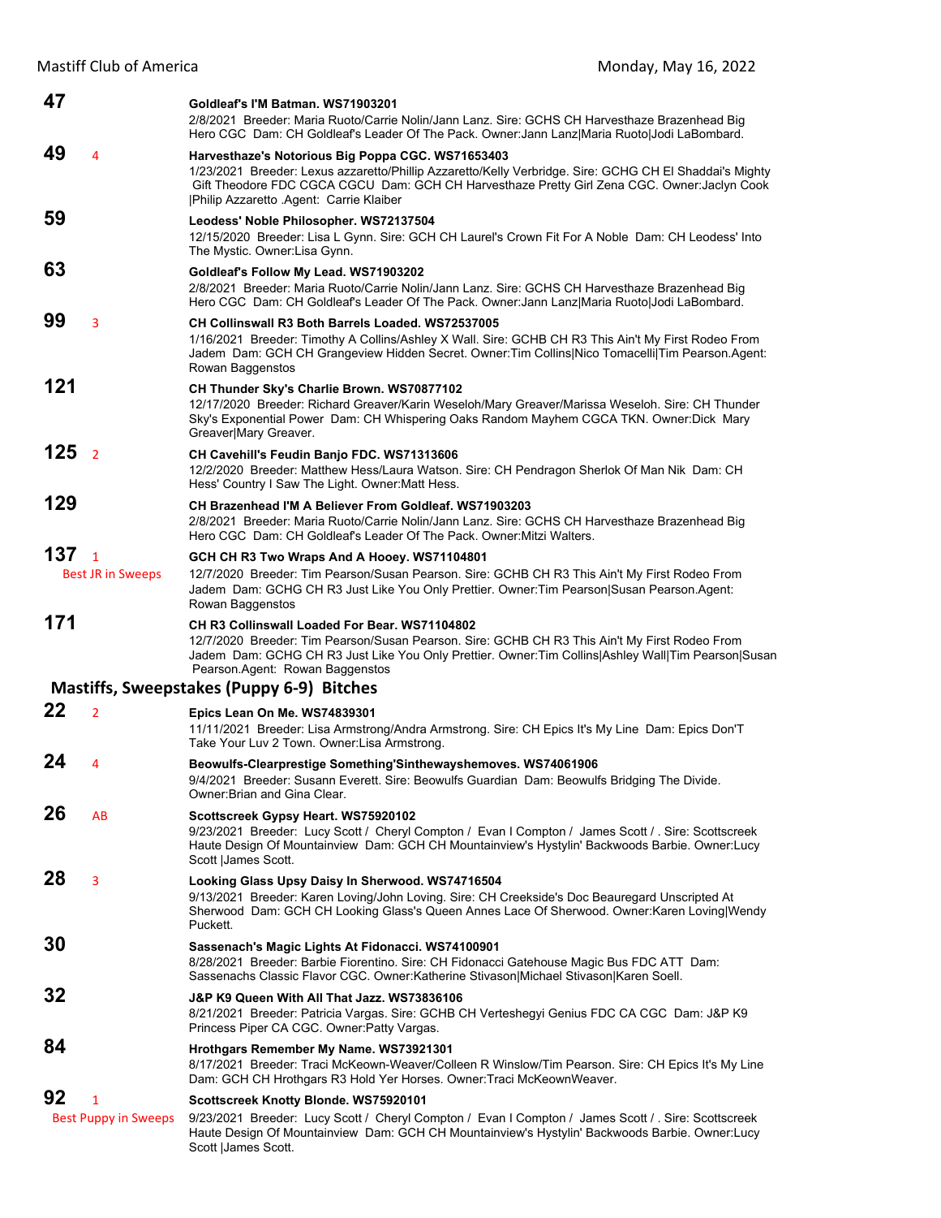**47** Goldleaf's I'M Batman. WS71903201
2/8/2021 Breeder: Maria Ruoto/Carrie Nolin/Jann Lanz. Sire: GCHS CH Harvesthaze Brazenhead Big Hero CGC Dam: CH Goldleaf's Leader Of The Pack. Owner:Jann Lanz|Maria Ruoto|Jodi LaBombard.

**49** 4 **Harvesthaze's Notorious Big Poppa CGC. WS71653403**
1/23/2021 Breeder: Lexus azzaretto/Phillip Azzaretto/Kelly Verbridge. Sire: GCHG CH El Shaddai's Mighty Gift Theodore FDC CGCA CGCU Dam: GCH CH Harvesthaze Pretty Girl Zena CGC. Owner:Jaclyn Cook |Philip Azzaretto .Agent: Carrie Klaiber

**59** Leodess' Noble Philosopher. WS72137504
12/15/2020 Breeder: Lisa L Gynn. Sire: GCH CH Laurel's Crown Fit For A Noble Dam: CH Leodess' Into The Mystic. Owner:Lisa Gynn.

**63** Goldleaf's Follow My Lead. WS71903202
2/8/2021 Breeder: Maria Ruoto/Carrie Nolin/Jann Lanz. Sire: GCHS CH Harvesthaze Brazenhead Big Hero CGC Dam: CH Goldleaf's Leader Of The Pack. Owner:Jann Lanz|Maria Ruoto|Jodi LaBombard.

**99** 3 **CH Collinswall R3 Both Barrels Loaded. WS72537005**
1/16/2021 Breeder: Timothy A Collins/Ashley X Wall. Sire: GCHB CH R3 This Ain't My First Rodeo From Jadem Dam: GCH CH Grangeview Hidden Secret. Owner:Tim Collins|Nico Tomacelli|Tim Pearson.Agent: Rowan Baggenstos

**121** CH Thunder Sky's Charlie Brown. WS70877102
12/17/2020 Breeder: Richard Greaver/Karin Weseloh/Mary Greaver/Marissa Weseloh. Sire: CH Thunder Sky's Exponential Power Dam: CH Whispering Oaks Random Mayhem CGCA TKN. Owner:Dick Mary Greaver|Mary Greaver.

**125** 2 **CH Cavehill's Feudin Banjo FDC. WS71313606**
12/2/2020 Breeder: Matthew Hess/Laura Watson. Sire: CH Pendragon Sherlok Of Man Nik Dam: CH Hess' Country I Saw The Light. Owner:Matt Hess.

**129** CH Brazenhead I'M A Believer From Goldleaf. WS71903203
2/8/2021 Breeder: Maria Ruoto/Carrie Nolin/Jann Lanz. Sire: GCHS CH Harvesthaze Brazenhead Big Hero CGC Dam: CH Goldleaf's Leader Of The Pack. Owner:Mitzi Walters.

**137** 1 Best JR in Sweeps **GCH CH R3 Two Wraps And A Hooey. WS71104801**
12/7/2020 Breeder: Tim Pearson/Susan Pearson. Sire: GCHB CH R3 This Ain't My First Rodeo From Jadem Dam: GCHG CH R3 Just Like You Only Prettier. Owner:Tim Pearson|Susan Pearson.Agent: Rowan Baggenstos

**171** CH R3 Collinswall Loaded For Bear. WS71104802
12/7/2020 Breeder: Tim Pearson/Susan Pearson. Sire: GCHB CH R3 This Ain't My First Rodeo From Jadem Dam: GCHG CH R3 Just Like You Only Prettier. Owner:Tim Collins|Ashley Wall|Tim Pearson|Susan Pearson.Agent: Rowan Baggenstos

## Mastiffs, Sweepstakes (Puppy 6-9) Bitches

**22** 2 **Epics Lean On Me. WS74839301**
11/11/2021 Breeder: Lisa Armstrong/Andra Armstrong. Sire: CH Epics It's My Line Dam: Epics Don'T Take Your Luv 2 Town. Owner:Lisa Armstrong.

**24** 4 **Beowulfs-Clearprestige Something'Sinthewayshemoves. WS74061906**
9/4/2021 Breeder: Susann Everett. Sire: Beowulfs Guardian Dam: Beowulfs Bridging The Divide. Owner:Brian and Gina Clear.

**26** AB **Scottscreek Gypsy Heart. WS75920102**
9/23/2021 Breeder: Lucy Scott / Cheryl Compton / Evan I Compton / James Scott / . Sire: Scottscreek Haute Design Of Mountainview Dam: GCH CH Mountainview's Hystylin' Backwoods Barbie. Owner:Lucy Scott |James Scott.

**28** 3 **Looking Glass Upsy Daisy In Sherwood. WS74716504**
9/13/2021 Breeder: Karen Loving/John Loving. Sire: CH Creekside's Doc Beauregard Unscripted At Sherwood Dam: GCH CH Looking Glass's Queen Annes Lace Of Sherwood. Owner:Karen Loving|Wendy Puckett.

**30** Sassenach's Magic Lights At Fidonacci. WS74100901
8/28/2021 Breeder: Barbie Fiorentino. Sire: CH Fidonacci Gatehouse Magic Bus FDC ATT Dam: Sassenachs Classic Flavor CGC. Owner:Katherine Stivason|Michael Stivason|Karen Soell.

**32** J&P K9 Queen With All That Jazz. WS73836106
8/21/2021 Breeder: Patricia Vargas. Sire: GCHB CH Verteshegyi Genius FDC CA CGC Dam: J&P K9 Princess Piper CA CGC. Owner:Patty Vargas.

**84** Hrothgars Remember My Name. WS73921301
8/17/2021 Breeder: Traci McKeown-Weaver/Colleen R Winslow/Tim Pearson. Sire: CH Epics It's My Line Dam: GCH CH Hrothgars R3 Hold Yer Horses. Owner:Traci McKeownWeaver.

**92** 1 Best Puppy in Sweeps **Scottscreek Knotty Blonde. WS75920101**
9/23/2021 Breeder: Lucy Scott / Cheryl Compton / Evan I Compton / James Scott / . Sire: Scottscreek Haute Design Of Mountainview Dam: GCH CH Mountainview's Hystylin' Backwoods Barbie. Owner:Lucy Scott |James Scott.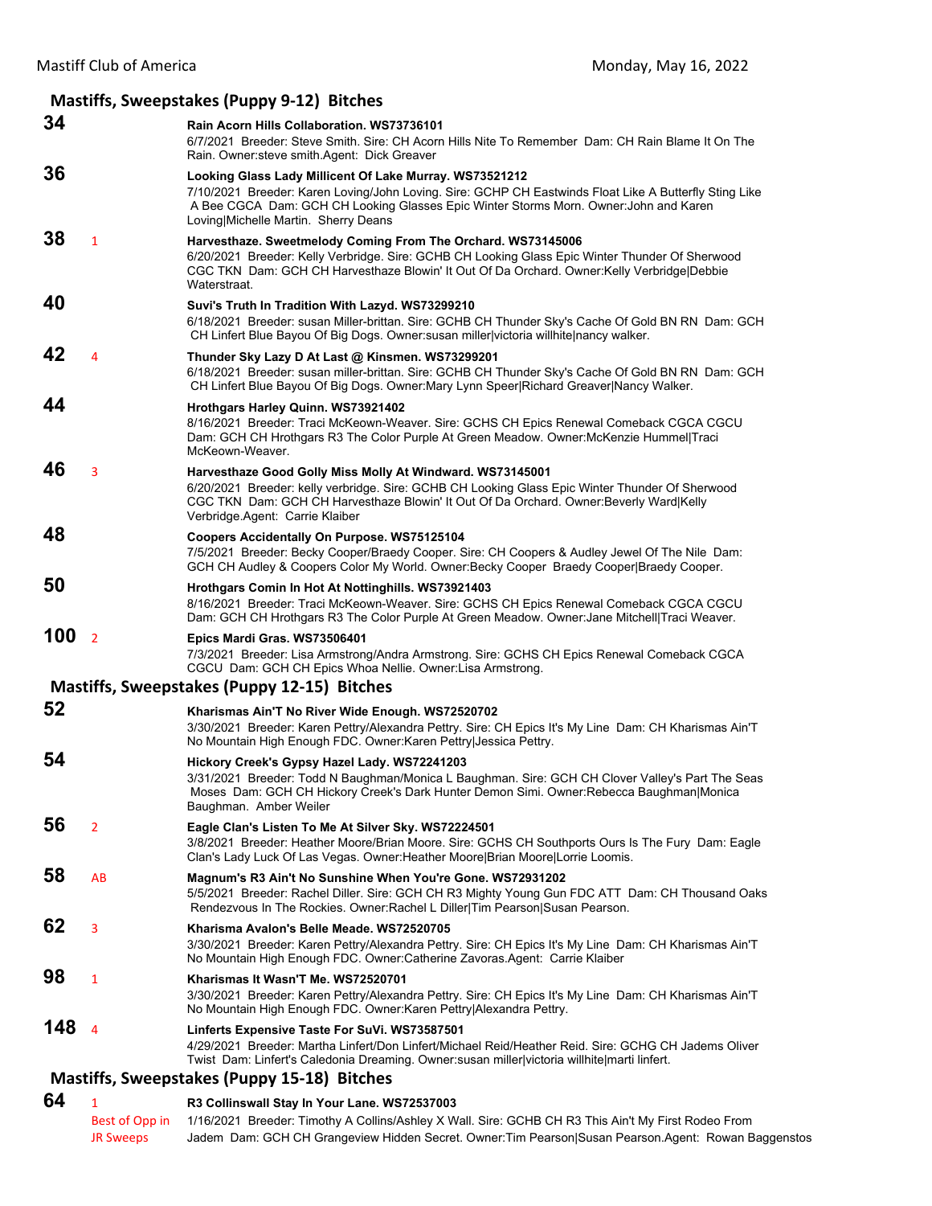## Mastiffs, Sweepstakes (Puppy 9-12) Bitches

**34**

**Rain Acorn Hills Collaboration. WS73736101**
6/7/2021 Breeder: Steve Smith. Sire: CH Acorn Hills Nite To Remember Dam: CH Rain Blame It On The Rain. Owner:steve smith.Agent: Dick Greaver

**36**

**Looking Glass Lady Millicent Of Lake Murray. WS73521212**
7/10/2021 Breeder: Karen Loving/John Loving. Sire: GCHP CH Eastwinds Float Like A Butterfly Sting Like A Bee CGCA Dam: GCH CH Looking Glasses Epic Winter Storms Morn. Owner:John and Karen Loving|Michelle Martin. Sherry Deans

**38** 1

**Harvesthaze. Sweetmelody Coming From The Orchard. WS73145006**
6/20/2021 Breeder: Kelly Verbridge. Sire: GCHB CH Looking Glass Epic Winter Thunder Of Sherwood CGC TKN Dam: GCH CH Harvesthaze Blowin' It Out Of Da Orchard. Owner:Kelly Verbridge|Debbie Waterstraat.

**40**

**Suvi's Truth In Tradition With Lazyd. WS73299210**
6/18/2021 Breeder: susan Miller-brittan. Sire: GCHB CH Thunder Sky's Cache Of Gold BN RN Dam: GCH CH Linfert Blue Bayou Of Big Dogs. Owner:susan miller|victoria willhite|nancy walker.

**42** 4

**Thunder Sky Lazy D At Last @ Kinsmen. WS73299201**
6/18/2021 Breeder: susan miller-brittan. Sire: GCHB CH Thunder Sky's Cache Of Gold BN RN Dam: GCH CH Linfert Blue Bayou Of Big Dogs. Owner:Mary Lynn Speer|Richard Greaver|Nancy Walker.

**44**

**Hrothgars Harley Quinn. WS73921402**
8/16/2021 Breeder: Traci McKeown-Weaver. Sire: GCHS CH Epics Renewal Comeback CGCA CGCU Dam: GCH CH Hrothgars R3 The Color Purple At Green Meadow. Owner:McKenzie Hummel|Traci McKeown-Weaver.

**46** 3

**Harvesthaze Good Golly Miss Molly At Windward. WS73145001**
6/20/2021 Breeder: kelly verbridge. Sire: GCHB CH Looking Glass Epic Winter Thunder Of Sherwood CGC TKN Dam: GCH CH Harvesthaze Blowin' It Out Of Da Orchard. Owner:Beverly Ward|Kelly Verbridge.Agent: Carrie Klaiber

**48**

**Coopers Accidentally On Purpose. WS75125104**
7/5/2021 Breeder: Becky Cooper/Braedy Cooper. Sire: CH Coopers & Audley Jewel Of The Nile Dam: GCH CH Audley & Coopers Color My World. Owner:Becky Cooper Braedy Cooper|Braedy Cooper.

**50**

**Hrothgars Comin In Hot At Nottinghills. WS73921403**
8/16/2021 Breeder: Traci McKeown-Weaver. Sire: GCHS CH Epics Renewal Comeback CGCA CGCU Dam: GCH CH Hrothgars R3 The Color Purple At Green Meadow. Owner:Jane Mitchell|Traci Weaver.

**100** 2

**Epics Mardi Gras. WS73506401**
7/3/2021 Breeder: Lisa Armstrong/Andra Armstrong. Sire: GCHS CH Epics Renewal Comeback CGCA CGCU Dam: GCH CH Epics Whoa Nellie. Owner:Lisa Armstrong.

## Mastiffs, Sweepstakes (Puppy 12-15) Bitches

**52**

**Kharismas Ain'T No River Wide Enough. WS72520702**
3/30/2021 Breeder: Karen Pettry/Alexandra Pettry. Sire: CH Epics It's My Line Dam: CH Kharismas Ain'T No Mountain High Enough FDC. Owner:Karen Pettry|Jessica Pettry.

**54**

**Hickory Creek's Gypsy Hazel Lady. WS72241203**
3/31/2021 Breeder: Todd N Baughman/Monica L Baughman. Sire: GCH CH Clover Valley's Part The Seas Moses Dam: GCH CH Hickory Creek's Dark Hunter Demon Simi. Owner:Rebecca Baughman|Monica Baughman. Amber Weiler

**56** 2

**Eagle Clan's Listen To Me At Silver Sky. WS72224501**
3/8/2021 Breeder: Heather Moore/Brian Moore. Sire: GCHS CH Southports Ours Is The Fury Dam: Eagle Clan's Lady Luck Of Las Vegas. Owner:Heather Moore|Brian Moore|Lorrie Loomis.

**58** AB

**Magnum's R3 Ain't No Sunshine When You're Gone. WS72931202**
5/5/2021 Breeder: Rachel Diller. Sire: GCH CH R3 Mighty Young Gun FDC ATT Dam: CH Thousand Oaks Rendezvous In The Rockies. Owner:Rachel L Diller|Tim Pearson|Susan Pearson.

**62** 3

**Kharisma Avalon's Belle Meade. WS72520705**
3/30/2021 Breeder: Karen Pettry/Alexandra Pettry. Sire: CH Epics It's My Line Dam: CH Kharismas Ain'T No Mountain High Enough FDC. Owner:Catherine Zavoras.Agent: Carrie Klaiber

**98** 1

**Kharismas It Wasn'T Me. WS72520701**
3/30/2021 Breeder: Karen Pettry/Alexandra Pettry. Sire: CH Epics It's My Line Dam: CH Kharismas Ain'T No Mountain High Enough FDC. Owner:Karen Pettry|Alexandra Pettry.

**148** 4

**Linferts Expensive Taste For SuVi. WS73587501**
4/29/2021 Breeder: Martha Linfert/Don Linfert/Michael Reid/Heather Reid. Sire: GCHG CH Jadems Oliver Twist Dam: Linfert's Caledonia Dreaming. Owner:susan miller|victoria willhite|marti linfert.

## Mastiffs, Sweepstakes (Puppy 15-18) Bitches

**64** 1
Best of Opp in JR Sweeps

**R3 Collinswall Stay In Your Lane. WS72537003**
1/16/2021 Breeder: Timothy A Collins/Ashley X Wall. Sire: GCHB CH R3 This Ain't My First Rodeo From Jadem Dam: GCH CH Grangeview Hidden Secret. Owner:Tim Pearson|Susan Pearson.Agent: Rowan Baggenstos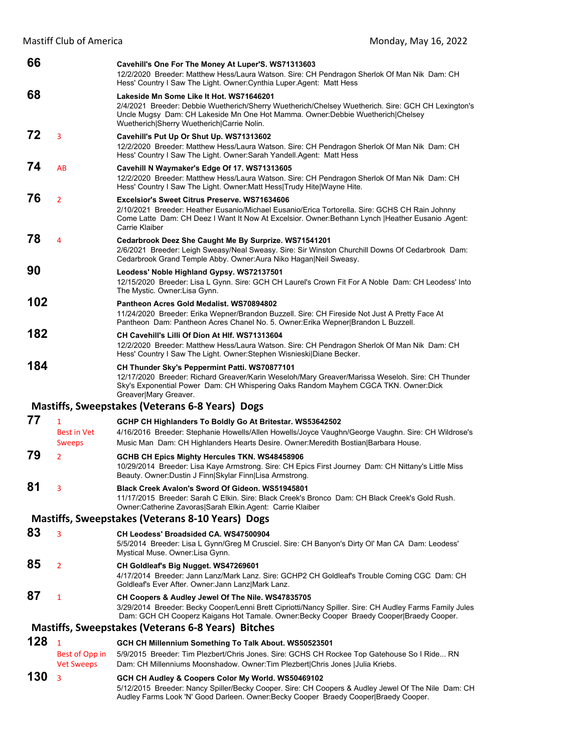**66** — **Cavehill's One For The Money At Luper'S. WS71313603**
12/2/2020 Breeder: Matthew Hess/Laura Watson. Sire: CH Pendragon Sherlok Of Man Nik Dam: CH Hess' Country I Saw The Light. Owner:Cynthia Luper.Agent: Matt Hess

**68** — **Lakeside Mn Some Like It Hot. WS71646201**
2/4/2021 Breeder: Debbie Wuetherich/Sherry Wuetherich/Chelsey Wuetherich. Sire: GCH CH Lexington's Uncle Mugsy Dam: CH Lakeside Mn One Hot Mamma. Owner:Debbie Wuetherich|Chelsey Wuetherich|Sherry Wuetherich|Carrie Nolin.

**72** 3 — **Cavehill's Put Up Or Shut Up. WS71313602**
12/2/2020 Breeder: Matthew Hess/Laura Watson. Sire: CH Pendragon Sherlok Of Man Nik Dam: CH Hess' Country I Saw The Light. Owner:Sarah Yandell.Agent: Matt Hess

**74** AB — **Cavehill N Waymaker's Edge Of 17. WS71313605**
12/2/2020 Breeder: Matthew Hess/Laura Watson. Sire: CH Pendragon Sherlok Of Man Nik Dam: CH Hess' Country I Saw The Light. Owner:Matt Hess|Trudy Hite|Wayne Hite.

**76** 2 — **Excelsior's Sweet Citrus Preserve. WS71634606**
2/10/2021 Breeder: Heather Eusanio/Michael Eusanio/Erica Tortorella. Sire: GCHS CH Rain Johnny Come Latte Dam: CH Deez I Want It Now At Excelsior. Owner:Bethann Lynch |Heather Eusanio .Agent: Carrie Klaiber

**78** 4 — **Cedarbrook Deez She Caught Me By Surprize. WS71541201**
2/6/2021 Breeder: Leigh Sweasy/Neal Sweasy. Sire: Sir Winston Churchill Downs Of Cedarbrook Dam: Cedarbrook Grand Temple Abby. Owner:Aura Niko Hagan|Neil Sweasy.

**90** — **Leodess' Noble Highland Gypsy. WS72137501**
12/15/2020 Breeder: Lisa L Gynn. Sire: GCH CH Laurel's Crown Fit For A Noble Dam: CH Leodess' Into The Mystic. Owner:Lisa Gynn.

**102** — **Pantheon Acres Gold Medalist. WS70894802**
11/24/2020 Breeder: Erika Wepner/Brandon Buzzell. Sire: CH Fireside Not Just A Pretty Face At Pantheon Dam: Pantheon Acres Chanel No. 5. Owner:Erika Wepner|Brandon L Buzzell.

**182** — **CH Cavehill's Lilli Of Dion At Hlf. WS71313604**
12/2/2020 Breeder: Matthew Hess/Laura Watson. Sire: CH Pendragon Sherlok Of Man Nik Dam: CH Hess' Country I Saw The Light. Owner:Stephen Wisnieski|Diane Becker.

**184** — **CH Thunder Sky's Peppermint Patti. WS70877101**
12/17/2020 Breeder: Richard Greaver/Karin Weseloh/Mary Greaver/Marissa Weseloh. Sire: CH Thunder Sky's Exponential Power Dam: CH Whispering Oaks Random Mayhem CGCA TKN. Owner:Dick Greaver|Mary Greaver.

## Mastiffs, Sweepstakes (Veterans 6-8 Years) Dogs

**77** 1 Best in Vet Sweeps — **GCHP CH Highlanders To Boldly Go At Britestar. WS53642502**
4/16/2016 Breeder: Stephanie Howells/Allen Howells/Joyce Vaughn/George Vaughn. Sire: CH Wildrose's Music Man Dam: CH Highlanders Hearts Desire. Owner:Meredith Bostian|Barbara House.

**79** 2 — **GCHB CH Epics Mighty Hercules TKN. WS48458906**
10/29/2014 Breeder: Lisa Kaye Armstrong. Sire: CH Epics First Journey Dam: CH Nittany's Little Miss Beauty. Owner:Dustin J Finn|Skylar Finn|Lisa Armstrong.

**81** 3 — **Black Creek Avalon's Sword Of Gideon. WS51945801**
11/17/2015 Breeder: Sarah C Elkin. Sire: Black Creek's Bronco Dam: CH Black Creek's Gold Rush. Owner:Catherine Zavoras|Sarah Elkin.Agent: Carrie Klaiber

## Mastiffs, Sweepstakes (Veterans 8-10 Years) Dogs

**83** 3 — **CH Leodess' Broadsided CA. WS47500904**
5/5/2014 Breeder: Lisa L Gynn/Greg M Crusciel. Sire: CH Banyon's Dirty Ol' Man CA Dam: Leodess' Mystical Muse. Owner:Lisa Gynn.

**85** 2 — **CH Goldleaf's Big Nugget. WS47269601**
4/17/2014 Breeder: Jann Lanz/Mark Lanz. Sire: GCHP2 CH Goldleaf's Trouble Coming CGC Dam: CH Goldleaf's Ever After. Owner:Jann Lanz|Mark Lanz.

**87** 1 — **CH Coopers & Audley Jewel Of The Nile. WS47835705**
3/29/2014 Breeder: Becky Cooper/Lenni Brett Cipriotti/Nancy Spiller. Sire: CH Audley Farms Family Jules Dam: GCH CH Cooperz Kaigans Hot Tamale. Owner:Becky Cooper Braedy Cooper|Braedy Cooper.

## Mastiffs, Sweepstakes (Veterans 6-8 Years) Bitches

**128** 1 Best of Opp in Vet Sweeps — **GCH CH Millennium Something To Talk About. WS50523501**
5/9/2015 Breeder: Tim Plezbert/Chris Jones. Sire: GCHS CH Rockee Top Gatehouse So I Ride... RN Dam: CH Millenniums Moonshadow. Owner:Tim Plezbert|Chris Jones |Julia Kriebs.

**130** 3 — **GCH CH Audley & Coopers Color My World. WS50469102**
5/12/2015 Breeder: Nancy Spiller/Becky Cooper. Sire: CH Coopers & Audley Jewel Of The Nile Dam: CH Audley Farms Look 'N' Good Darleen. Owner:Becky Cooper Braedy Cooper|Braedy Cooper.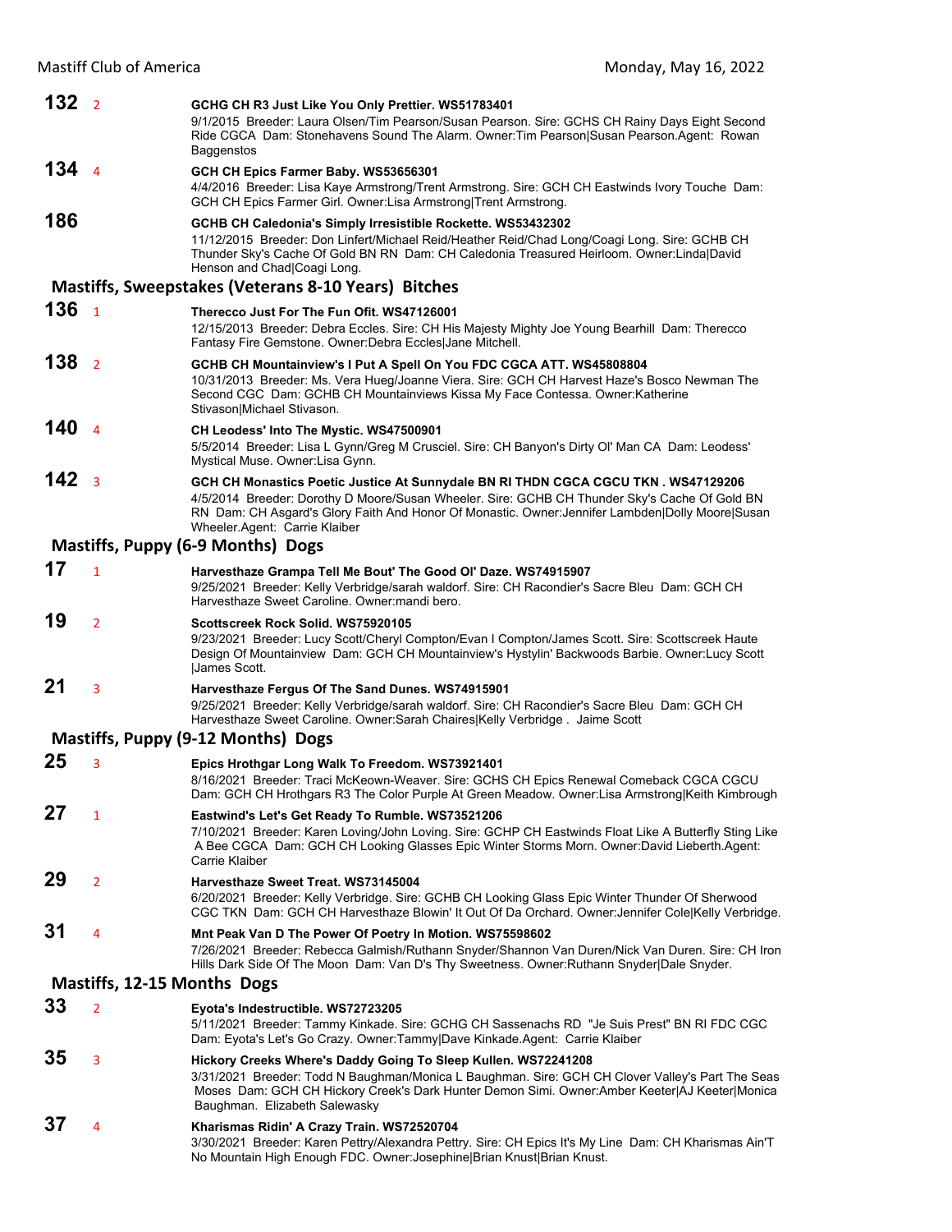**132** 2 **GCHG CH R3 Just Like You Only Prettier. WS51783401**
9/1/2015 Breeder: Laura Olsen/Tim Pearson/Susan Pearson. Sire: GCHS CH Rainy Days Eight Second Ride CGCA Dam: Stonehavens Sound The Alarm. Owner:Tim Pearson|Susan Pearson.Agent: Rowan Baggenstos

**134** 4 **GCH CH Epics Farmer Baby. WS53656301**
4/4/2016 Breeder: Lisa Kaye Armstrong/Trent Armstrong. Sire: GCH CH Eastwinds Ivory Touche Dam: GCH CH Epics Farmer Girl. Owner:Lisa Armstrong|Trent Armstrong.

**186** **GCHB CH Caledonia's Simply Irresistible Rockette. WS53432302**
11/12/2015 Breeder: Don Linfert/Michael Reid/Heather Reid/Chad Long/Coagi Long. Sire: GCHB CH Thunder Sky's Cache Of Gold BN RN Dam: CH Caledonia Treasured Heirloom. Owner:Linda|David Henson and Chad|Coagi Long.

## Mastiffs, Sweepstakes (Veterans 8-10 Years) Bitches

**136** 1 **Therecco Just For The Fun Ofit. WS47126001**
12/15/2013 Breeder: Debra Eccles. Sire: CH His Majesty Mighty Joe Young Bearhill Dam: Therecco Fantasy Fire Gemstone. Owner:Debra Eccles|Jane Mitchell.

**138** 2 **GCHB CH Mountainview's I Put A Spell On You FDC CGCA ATT. WS45808804**
10/31/2013 Breeder: Ms. Vera Hueg/Joanne Viera. Sire: GCH CH Harvest Haze's Bosco Newman The Second CGC Dam: GCHB CH Mountainviews Kissa My Face Contessa. Owner:Katherine Stivason|Michael Stivason.

**140** 4 **CH Leodess' Into The Mystic. WS47500901**
5/5/2014 Breeder: Lisa L Gynn/Greg M Crusciel. Sire: CH Banyon's Dirty Ol' Man CA Dam: Leodess' Mystical Muse. Owner:Lisa Gynn.

**142** 3 **GCH CH Monastics Poetic Justice At Sunnydale BN RI THDN CGCA CGCU TKN . WS47129206**
4/5/2014 Breeder: Dorothy D Moore/Susan Wheeler. Sire: GCHB CH Thunder Sky's Cache Of Gold BN RN Dam: CH Asgard's Glory Faith And Honor Of Monastic. Owner:Jennifer Lambden|Dolly Moore|Susan Wheeler.Agent: Carrie Klaiber

## Mastiffs, Puppy (6-9 Months) Dogs

**17** 1 **Harvesthaze Grampa Tell Me Bout' The Good Ol' Daze. WS74915907**
9/25/2021 Breeder: Kelly Verbridge/sarah waldorf. Sire: CH Racondier's Sacre Bleu Dam: GCH CH Harvesthaze Sweet Caroline. Owner:mandi bero.

**19** 2 **Scottscreek Rock Solid. WS75920105**
9/23/2021 Breeder: Lucy Scott/Cheryl Compton/Evan I Compton/James Scott. Sire: Scottscreek Haute Design Of Mountainview Dam: GCH CH Mountainview's Hystylin' Backwoods Barbie. Owner:Lucy Scott |James Scott.

**21** 3 **Harvesthaze Fergus Of The Sand Dunes. WS74915901**
9/25/2021 Breeder: Kelly Verbridge/sarah waldorf. Sire: CH Racondier's Sacre Bleu Dam: GCH CH Harvesthaze Sweet Caroline. Owner:Sarah Chaires|Kelly Verbridge . Jaime Scott

## Mastiffs, Puppy (9-12 Months) Dogs

**25** 3 **Epics Hrothgar Long Walk To Freedom. WS73921401**
8/16/2021 Breeder: Traci McKeown-Weaver. Sire: GCHS CH Epics Renewal Comeback CGCA CGCU Dam: GCH CH Hrothgars R3 The Color Purple At Green Meadow. Owner:Lisa Armstrong|Keith Kimbrough

**27** 1 **Eastwind's Let's Get Ready To Rumble. WS73521206**
7/10/2021 Breeder: Karen Loving/John Loving. Sire: GCHP CH Eastwinds Float Like A Butterfly Sting Like A Bee CGCA Dam: GCH CH Looking Glasses Epic Winter Storms Morn. Owner:David Lieberth.Agent: Carrie Klaiber

**29** 2 **Harvesthaze Sweet Treat. WS73145004**
6/20/2021 Breeder: Kelly Verbridge. Sire: GCHB CH Looking Glass Epic Winter Thunder Of Sherwood CGC TKN Dam: GCH CH Harvesthaze Blowin' It Out Of Da Orchard. Owner:Jennifer Cole|Kelly Verbridge.

**31** 4 **Mnt Peak Van D The Power Of Poetry In Motion. WS75598602**
7/26/2021 Breeder: Rebecca Galmish/Ruthann Snyder/Shannon Van Duren/Nick Van Duren. Sire: CH Iron Hills Dark Side Of The Moon Dam: Van D's Thy Sweetness. Owner:Ruthann Snyder|Dale Snyder.

## Mastiffs, 12-15 Months Dogs

**33** 2 **Eyota's Indestructible. WS72723205**
5/11/2021 Breeder: Tammy Kinkade. Sire: GCHG CH Sassenachs RD "Je Suis Prest" BN RI FDC CGC Dam: Eyota's Let's Go Crazy. Owner:Tammy|Dave Kinkade.Agent: Carrie Klaiber

**35** 3 **Hickory Creeks Where's Daddy Going To Sleep Kullen. WS72241208**
3/31/2021 Breeder: Todd N Baughman/Monica L Baughman. Sire: GCH CH Clover Valley's Part The Seas Moses Dam: GCH CH Hickory Creek's Dark Hunter Demon Simi. Owner:Amber Keeter|AJ Keeter|Monica Baughman. Elizabeth Salewasky

**37** 4 **Kharismas Ridin' A Crazy Train. WS72520704**
3/30/2021 Breeder: Karen Pettry/Alexandra Pettry. Sire: CH Epics It's My Line Dam: CH Kharismas Ain'T No Mountain High Enough FDC. Owner:Josephine|Brian Knust|Brian Knust.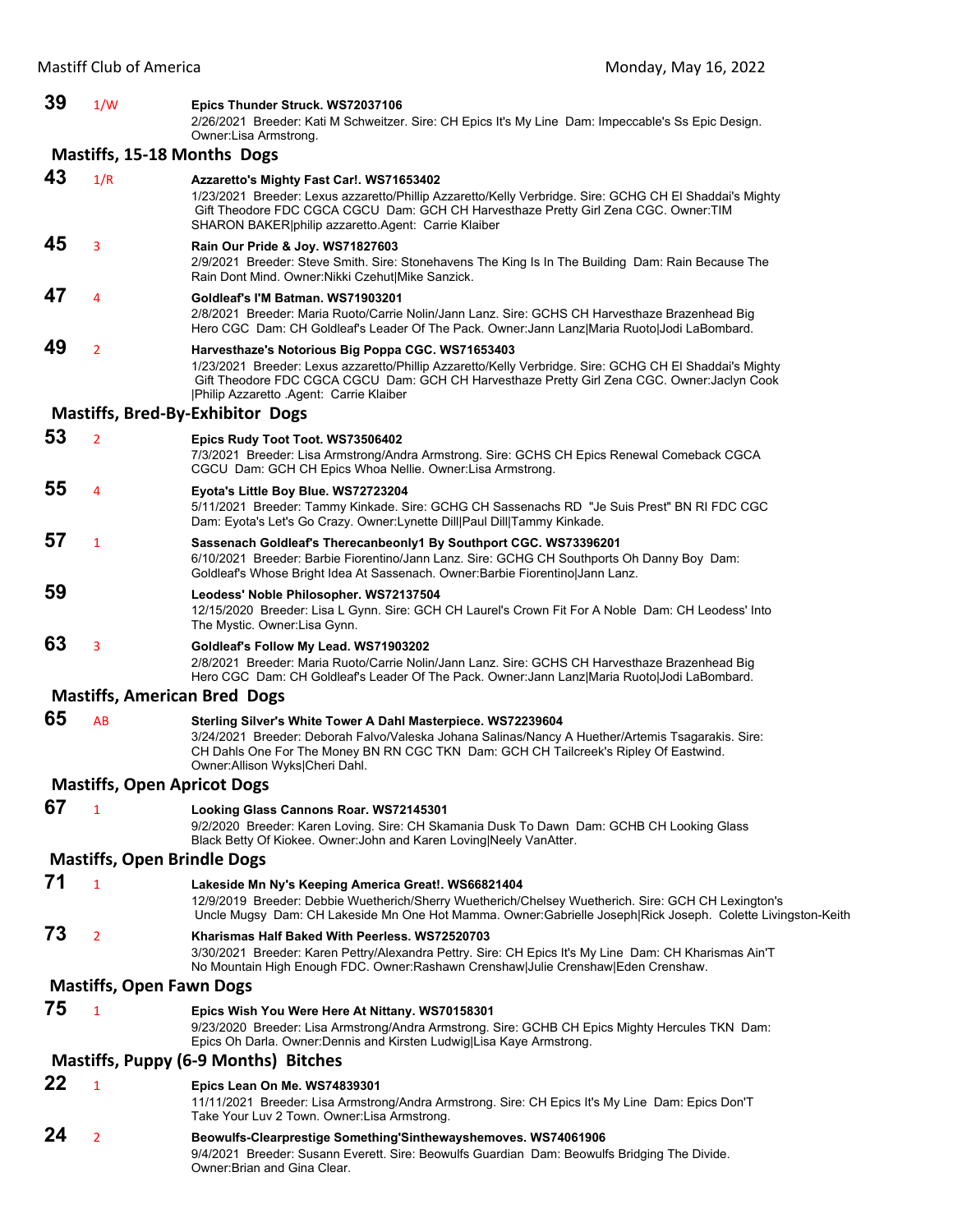**39** 1/W **Epics Thunder Struck. WS72037106**
2/26/2021 Breeder: Kati M Schweitzer. Sire: CH Epics It's My Line Dam: Impeccable's Ss Epic Design. Owner:Lisa Armstrong.

### Mastiffs, 15-18 Months Dogs

**43** 1/R **Azzaretto's Mighty Fast Car!. WS71653402**
1/23/2021 Breeder: Lexus azzaretto/Phillip Azzaretto/Kelly Verbridge. Sire: GCHG CH El Shaddai's Mighty Gift Theodore FDC CGCA CGCU Dam: GCH CH Harvesthaze Pretty Girl Zena CGC. Owner:TIM SHARON BAKER|philip azzaretto.Agent: Carrie Klaiber

**45** 3 **Rain Our Pride & Joy. WS71827603**
2/9/2021 Breeder: Steve Smith. Sire: Stonehavens The King Is In The Building Dam: Rain Because The Rain Dont Mind. Owner:Nikki Czehut|Mike Sanzick.

**47** 4 **Goldleaf's I'M Batman. WS71903201**
2/8/2021 Breeder: Maria Ruoto/Carrie Nolin/Jann Lanz. Sire: GCHS CH Harvesthaze Brazenhead Big Hero CGC Dam: CH Goldleaf's Leader Of The Pack. Owner:Jann Lanz|Maria Ruoto|Jodi LaBombard.

**49** 2 **Harvesthaze's Notorious Big Poppa CGC. WS71653403**
1/23/2021 Breeder: Lexus azzaretto/Phillip Azzaretto/Kelly Verbridge. Sire: GCHG CH El Shaddai's Mighty Gift Theodore FDC CGCA CGCU Dam: GCH CH Harvesthaze Pretty Girl Zena CGC. Owner:Jaclyn Cook |Philip Azzaretto .Agent: Carrie Klaiber

### Mastiffs, Bred-By-Exhibitor Dogs

**53** 2 **Epics Rudy Toot Toot. WS73506402**
7/3/2021 Breeder: Lisa Armstrong/Andra Armstrong. Sire: GCHS CH Epics Renewal Comeback CGCA CGCU Dam: GCH CH Epics Whoa Nellie. Owner:Lisa Armstrong.

**55** 4 **Eyota's Little Boy Blue. WS72723204**
5/11/2021 Breeder: Tammy Kinkade. Sire: GCHG CH Sassenachs RD "Je Suis Prest" BN RI FDC CGC Dam: Eyota's Let's Go Crazy. Owner:Lynette Dill|Paul Dill|Tammy Kinkade.

**57** 1 **Sassenach Goldleaf's Therecanbeonly1 By Southport CGC. WS73396201**
6/10/2021 Breeder: Barbie Fiorentino/Jann Lanz. Sire: GCHG CH Southports Oh Danny Boy Dam: Goldleaf's Whose Bright Idea At Sassenach. Owner:Barbie Fiorentino|Jann Lanz.

**59** **Leodess' Noble Philosopher. WS72137504**
12/15/2020 Breeder: Lisa L Gynn. Sire: GCH CH Laurel's Crown Fit For A Noble Dam: CH Leodess' Into The Mystic. Owner:Lisa Gynn.

**63** 3 **Goldleaf's Follow My Lead. WS71903202**
2/8/2021 Breeder: Maria Ruoto/Carrie Nolin/Jann Lanz. Sire: GCHS CH Harvesthaze Brazenhead Big Hero CGC Dam: CH Goldleaf's Leader Of The Pack. Owner:Jann Lanz|Maria Ruoto|Jodi LaBombard.

### Mastiffs, American Bred Dogs

**65** AB **Sterling Silver's White Tower A Dahl Masterpiece. WS72239604**
3/24/2021 Breeder: Deborah Falvo/Valeska Johana Salinas/Nancy A Huether/Artemis Tsagarakis. Sire: CH Dahls One For The Money BN RN CGC TKN Dam: GCH CH Tailcreek's Ripley Of Eastwind. Owner:Allison Wyks|Cheri Dahl.

### Mastiffs, Open Apricot Dogs

**67** 1 **Looking Glass Cannons Roar. WS72145301**
9/2/2020 Breeder: Karen Loving. Sire: CH Skamania Dusk To Dawn Dam: GCHB CH Looking Glass Black Betty Of Kiokee. Owner:John and Karen Loving|Neely VanAtter.

### Mastiffs, Open Brindle Dogs

**71** 1 **Lakeside Mn Ny's Keeping America Great!. WS66821404**
12/9/2019 Breeder: Debbie Wuetherich/Sherry Wuetherich/Chelsey Wuetherich. Sire: GCH CH Lexington's Uncle Mugsy Dam: CH Lakeside Mn One Hot Mamma. Owner:Gabrielle Joseph|Rick Joseph. Colette Livingston-Keith

**73** 2 **Kharismas Half Baked With Peerless. WS72520703**
3/30/2021 Breeder: Karen Pettry/Alexandra Pettry. Sire: CH Epics It's My Line Dam: CH Kharismas Ain'T No Mountain High Enough FDC. Owner:Rashawn Crenshaw|Julie Crenshaw|Eden Crenshaw.

### Mastiffs, Open Fawn Dogs

**75** 1 **Epics Wish You Were Here At Nittany. WS70158301**
9/23/2020 Breeder: Lisa Armstrong/Andra Armstrong. Sire: GCHB CH Epics Mighty Hercules TKN Dam: Epics Oh Darla. Owner:Dennis and Kirsten Ludwig|Lisa Kaye Armstrong.

### Mastiffs, Puppy (6-9 Months) Bitches

**22** 1 **Epics Lean On Me. WS74839301**
11/11/2021 Breeder: Lisa Armstrong/Andra Armstrong. Sire: CH Epics It's My Line Dam: Epics Don'T Take Your Luv 2 Town. Owner:Lisa Armstrong.

**24** 2 **Beowulfs-Clearprestige Something'Sinthewayshemoves. WS74061906**
9/4/2021 Breeder: Susann Everett. Sire: Beowulfs Guardian Dam: Beowulfs Bridging The Divide. Owner:Brian and Gina Clear.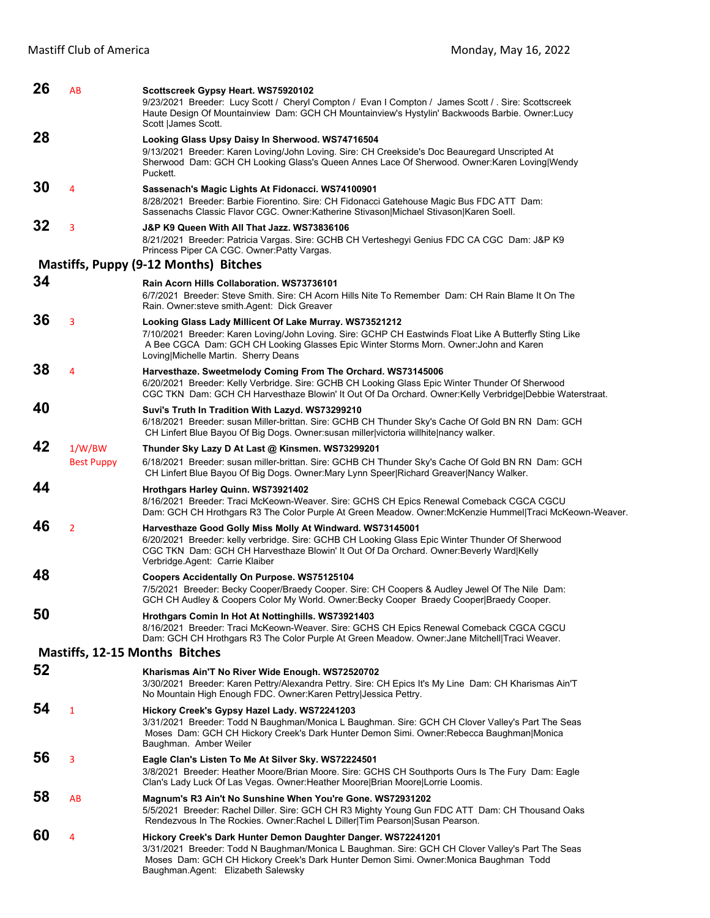**26** AB **Scottscreek Gypsy Heart. WS75920102**
9/23/2021 Breeder: Lucy Scott / Cheryl Compton / Evan I Compton / James Scott / . Sire: Scottscreek Haute Design Of Mountainview Dam: GCH CH Mountainview's Hystylin' Backwoods Barbie. Owner:Lucy Scott |James Scott.

**28** **Looking Glass Upsy Daisy In Sherwood. WS74716504**
9/13/2021 Breeder: Karen Loving/John Loving. Sire: CH Creekside's Doc Beauregard Unscripted At Sherwood Dam: GCH CH Looking Glass's Queen Annes Lace Of Sherwood. Owner:Karen Loving|Wendy Puckett.

**30** 4 **Sassenach's Magic Lights At Fidonacci. WS74100901**
8/28/2021 Breeder: Barbie Fiorentino. Sire: CH Fidonacci Gatehouse Magic Bus FDC ATT Dam: Sassenachs Classic Flavor CGC. Owner:Katherine Stivason|Michael Stivason|Karen Soell.

**32** 3 **J&P K9 Queen With All That Jazz. WS73836106**
8/21/2021 Breeder: Patricia Vargas. Sire: GCHB CH Verteshegyi Genius FDC CA CGC Dam: J&P K9 Princess Piper CA CGC. Owner:Patty Vargas.

## Mastiffs, Puppy (9-12 Months) Bitches

**34** **Rain Acorn Hills Collaboration. WS73736101**
6/7/2021 Breeder: Steve Smith. Sire: CH Acorn Hills Nite To Remember Dam: CH Rain Blame It On The Rain. Owner:steve smith.Agent: Dick Greaver

**36** 3 **Looking Glass Lady Millicent Of Lake Murray. WS73521212**
7/10/2021 Breeder: Karen Loving/John Loving. Sire: GCHP CH Eastwinds Float Like A Butterfly Sting Like A Bee CGCA Dam: GCH CH Looking Glasses Epic Winter Storms Morn. Owner:John and Karen Loving|Michelle Martin. Sherry Deans

**38** 4 **Harvesthaze. Sweetmelody Coming From The Orchard. WS73145006**
6/20/2021 Breeder: Kelly Verbridge. Sire: GCHB CH Looking Glass Epic Winter Thunder Of Sherwood CGC TKN Dam: GCH CH Harvesthaze Blowin' It Out Of Da Orchard. Owner:Kelly Verbridge|Debbie Waterstraat.

**40** **Suvi's Truth In Tradition With Lazyd. WS73299210**
6/18/2021 Breeder: susan Miller-brittan. Sire: GCHB CH Thunder Sky's Cache Of Gold BN RN Dam: GCH CH Linfert Blue Bayou Of Big Dogs. Owner:susan miller|victoria willhite|nancy walker.

**42** 1/W/BW Best Puppy **Thunder Sky Lazy D At Last @ Kinsmen. WS73299201**
6/18/2021 Breeder: susan miller-brittan. Sire: GCHB CH Thunder Sky's Cache Of Gold BN RN Dam: GCH CH Linfert Blue Bayou Of Big Dogs. Owner:Mary Lynn Speer|Richard Greaver|Nancy Walker.

**44** **Hrothgars Harley Quinn. WS73921402**
8/16/2021 Breeder: Traci McKeown-Weaver. Sire: GCHS CH Epics Renewal Comeback CGCA CGCU Dam: GCH CH Hrothgars R3 The Color Purple At Green Meadow. Owner:McKenzie Hummel|Traci McKeown-Weaver.

**46** 2 **Harvesthaze Good Golly Miss Molly At Windward. WS73145001**
6/20/2021 Breeder: kelly verbridge. Sire: GCHB CH Looking Glass Epic Winter Thunder Of Sherwood CGC TKN Dam: GCH CH Harvesthaze Blowin' It Out Of Da Orchard. Owner:Beverly Ward|Kelly Verbridge.Agent: Carrie Klaiber

**48** **Coopers Accidentally On Purpose. WS75125104**
7/5/2021 Breeder: Becky Cooper/Braedy Cooper. Sire: CH Coopers & Audley Jewel Of The Nile Dam: GCH CH Audley & Coopers Color My World. Owner:Becky Cooper Braedy Cooper|Braedy Cooper.

**50** **Hrothgars Comin In Hot At Nottinghills. WS73921403**
8/16/2021 Breeder: Traci McKeown-Weaver. Sire: GCHS CH Epics Renewal Comeback CGCA CGCU Dam: GCH CH Hrothgars R3 The Color Purple At Green Meadow. Owner:Jane Mitchell|Traci Weaver.

## Mastiffs, 12-15 Months Bitches

**52** **Kharismas Ain'T No River Wide Enough. WS72520702**
3/30/2021 Breeder: Karen Pettry/Alexandra Pettry. Sire: CH Epics It's My Line Dam: CH Kharismas Ain'T No Mountain High Enough FDC. Owner:Karen Pettry|Jessica Pettry.

**54** 1 **Hickory Creek's Gypsy Hazel Lady. WS72241203**
3/31/2021 Breeder: Todd N Baughman/Monica L Baughman. Sire: GCH CH Clover Valley's Part The Seas Moses Dam: GCH CH Hickory Creek's Dark Hunter Demon Simi. Owner:Rebecca Baughman|Monica Baughman. Amber Weiler

**56** 3 **Eagle Clan's Listen To Me At Silver Sky. WS72224501**
3/8/2021 Breeder: Heather Moore/Brian Moore. Sire: GCHS CH Southports Ours Is The Fury Dam: Eagle Clan's Lady Luck Of Las Vegas. Owner:Heather Moore|Brian Moore|Lorrie Loomis.

**58** AB **Magnum's R3 Ain't No Sunshine When You're Gone. WS72931202**
5/5/2021 Breeder: Rachel Diller. Sire: GCH CH R3 Mighty Young Gun FDC ATT Dam: CH Thousand Oaks Rendezvous In The Rockies. Owner:Rachel L Diller|Tim Pearson|Susan Pearson.

**60** 4 **Hickory Creek's Dark Hunter Demon Daughter Danger. WS72241201**
3/31/2021 Breeder: Todd N Baughman/Monica L Baughman. Sire: GCH CH Clover Valley's Part The Seas Moses Dam: GCH CH Hickory Creek's Dark Hunter Demon Simi. Owner:Monica Baughman Todd Baughman.Agent: Elizabeth Salewsky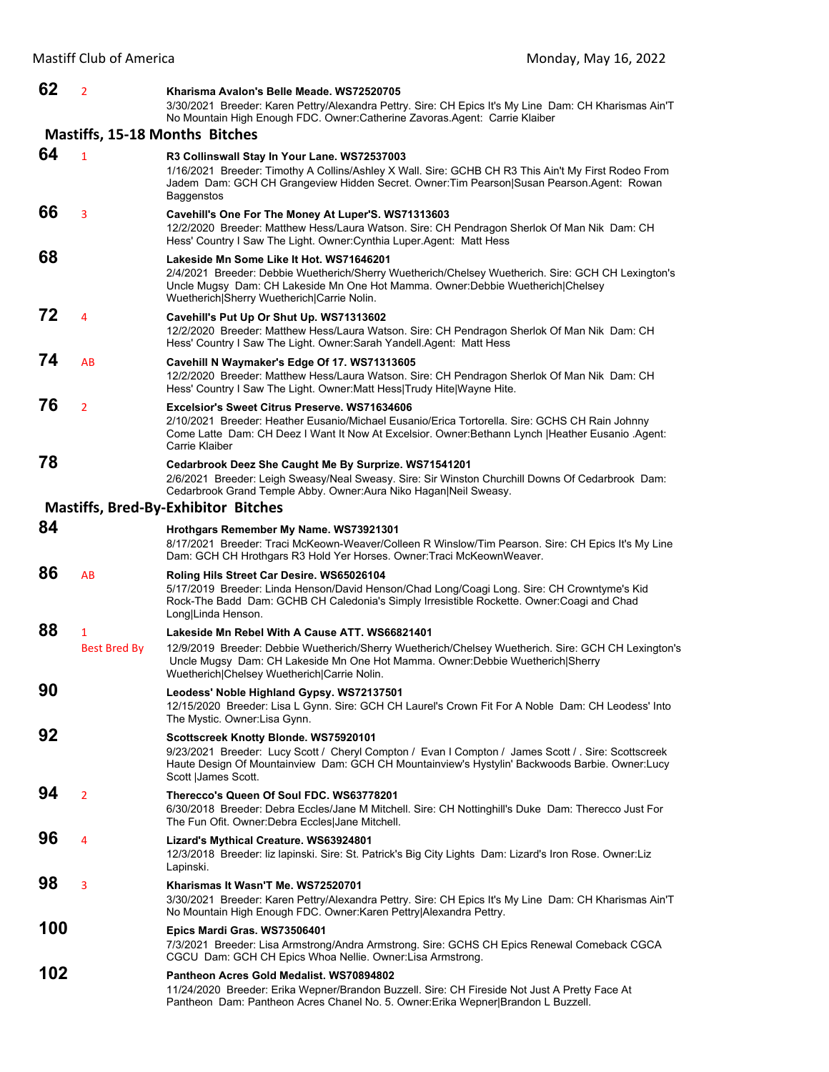**62** 2 **Kharisma Avalon's Belle Meade. WS72520705**
3/30/2021 Breeder: Karen Pettry/Alexandra Pettry. Sire: CH Epics It's My Line Dam: CH Kharismas Ain'T No Mountain High Enough FDC. Owner:Catherine Zavoras.Agent: Carrie Klaiber

## Mastiffs, 15-18 Months Bitches

**64** 1 **R3 Collinswall Stay In Your Lane. WS72537003**
1/16/2021 Breeder: Timothy A Collins/Ashley X Wall. Sire: GCHB CH R3 This Ain't My First Rodeo From Jadem Dam: GCH CH Grangeview Hidden Secret. Owner:Tim Pearson|Susan Pearson.Agent: Rowan Baggenstos

**66** 3 **Cavehill's One For The Money At Luper'S. WS71313603**
12/2/2020 Breeder: Matthew Hess/Laura Watson. Sire: CH Pendragon Sherlok Of Man Nik Dam: CH Hess' Country I Saw The Light. Owner:Cynthia Luper.Agent: Matt Hess

**68** **Lakeside Mn Some Like It Hot. WS71646201**
2/4/2021 Breeder: Debbie Wuetherich/Sherry Wuetherich/Chelsey Wuetherich. Sire: GCH CH Lexington's Uncle Mugsy Dam: CH Lakeside Mn One Hot Mamma. Owner:Debbie Wuetherich|Chelsey Wuetherich|Sherry Wuetherich|Carrie Nolin.

**72** 4 **Cavehill's Put Up Or Shut Up. WS71313602**
12/2/2020 Breeder: Matthew Hess/Laura Watson. Sire: CH Pendragon Sherlok Of Man Nik Dam: CH Hess' Country I Saw The Light. Owner:Sarah Yandell.Agent: Matt Hess

**74** AB **Cavehill N Waymaker's Edge Of 17. WS71313605**
12/2/2020 Breeder: Matthew Hess/Laura Watson. Sire: CH Pendragon Sherlok Of Man Nik Dam: CH Hess' Country I Saw The Light. Owner:Matt Hess|Trudy Hite|Wayne Hite.

**76** 2 **Excelsior's Sweet Citrus Preserve. WS71634606**
2/10/2021 Breeder: Heather Eusanio/Michael Eusanio/Erica Tortorella. Sire: GCHS CH Rain Johnny Come Latte Dam: CH Deez I Want It Now At Excelsior. Owner:Bethann Lynch |Heather Eusanio .Agent: Carrie Klaiber

**78** **Cedarbrook Deez She Caught Me By Surprize. WS71541201**
2/6/2021 Breeder: Leigh Sweasy/Neal Sweasy. Sire: Sir Winston Churchill Downs Of Cedarbrook Dam: Cedarbrook Grand Temple Abby. Owner:Aura Niko Hagan|Neil Sweasy.

## Mastiffs, Bred-By-Exhibitor Bitches

**84** **Hrothgars Remember My Name. WS73921301**
8/17/2021 Breeder: Traci McKeown-Weaver/Colleen R Winslow/Tim Pearson. Sire: CH Epics It's My Line Dam: GCH CH Hrothgars R3 Hold Yer Horses. Owner:Traci McKeownWeaver.

**86** AB **Roling Hils Street Car Desire. WS65026104**
5/17/2019 Breeder: Linda Henson/David Henson/Chad Long/Coagi Long. Sire: CH Crowntyme's Kid Rock-The Badd Dam: GCHB CH Caledonia's Simply Irresistible Rockette. Owner:Coagi and Chad Long|Linda Henson.

**88** 1 Best Bred By **Lakeside Mn Rebel With A Cause ATT. WS66821401**
12/9/2019 Breeder: Debbie Wuetherich/Sherry Wuetherich/Chelsey Wuetherich. Sire: GCH CH Lexington's Uncle Mugsy Dam: CH Lakeside Mn One Hot Mamma. Owner:Debbie Wuetherich|Sherry Wuetherich|Chelsey Wuetherich|Carrie Nolin.

**90** **Leodess' Noble Highland Gypsy. WS72137501**
12/15/2020 Breeder: Lisa L Gynn. Sire: GCH CH Laurel's Crown Fit For A Noble Dam: CH Leodess' Into The Mystic. Owner:Lisa Gynn.

**92** **Scottscreek Knotty Blonde. WS75920101**
9/23/2021 Breeder: Lucy Scott / Cheryl Compton / Evan I Compton / James Scott / . Sire: Scottscreek Haute Design Of Mountainview Dam: GCH CH Mountainview's Hystylin' Backwoods Barbie. Owner:Lucy Scott |James Scott.

**94** 2 **Therecco's Queen Of Soul FDC. WS63778201**
6/30/2018 Breeder: Debra Eccles/Jane M Mitchell. Sire: CH Nottinghill's Duke Dam: Therecco Just For The Fun Ofit. Owner:Debra Eccles|Jane Mitchell.

**96** 4 **Lizard's Mythical Creature. WS63924801**
12/3/2018 Breeder: liz lapinski. Sire: St. Patrick's Big City Lights Dam: Lizard's Iron Rose. Owner:Liz Lapinski.

**98** 3 **Kharismas It Wasn'T Me. WS72520701**
3/30/2021 Breeder: Karen Pettry/Alexandra Pettry. Sire: CH Epics It's My Line Dam: CH Kharismas Ain'T No Mountain High Enough FDC. Owner:Karen Pettry|Alexandra Pettry.

**100** **Epics Mardi Gras. WS73506401**
7/3/2021 Breeder: Lisa Armstrong/Andra Armstrong. Sire: GCHS CH Epics Renewal Comeback CGCA CGCU Dam: GCH CH Epics Whoa Nellie. Owner:Lisa Armstrong.

**102** **Pantheon Acres Gold Medalist. WS70894802**
11/24/2020 Breeder: Erika Wepner/Brandon Buzzell. Sire: CH Fireside Not Just A Pretty Face At Pantheon Dam: Pantheon Acres Chanel No. 5. Owner:Erika Wepner|Brandon L Buzzell.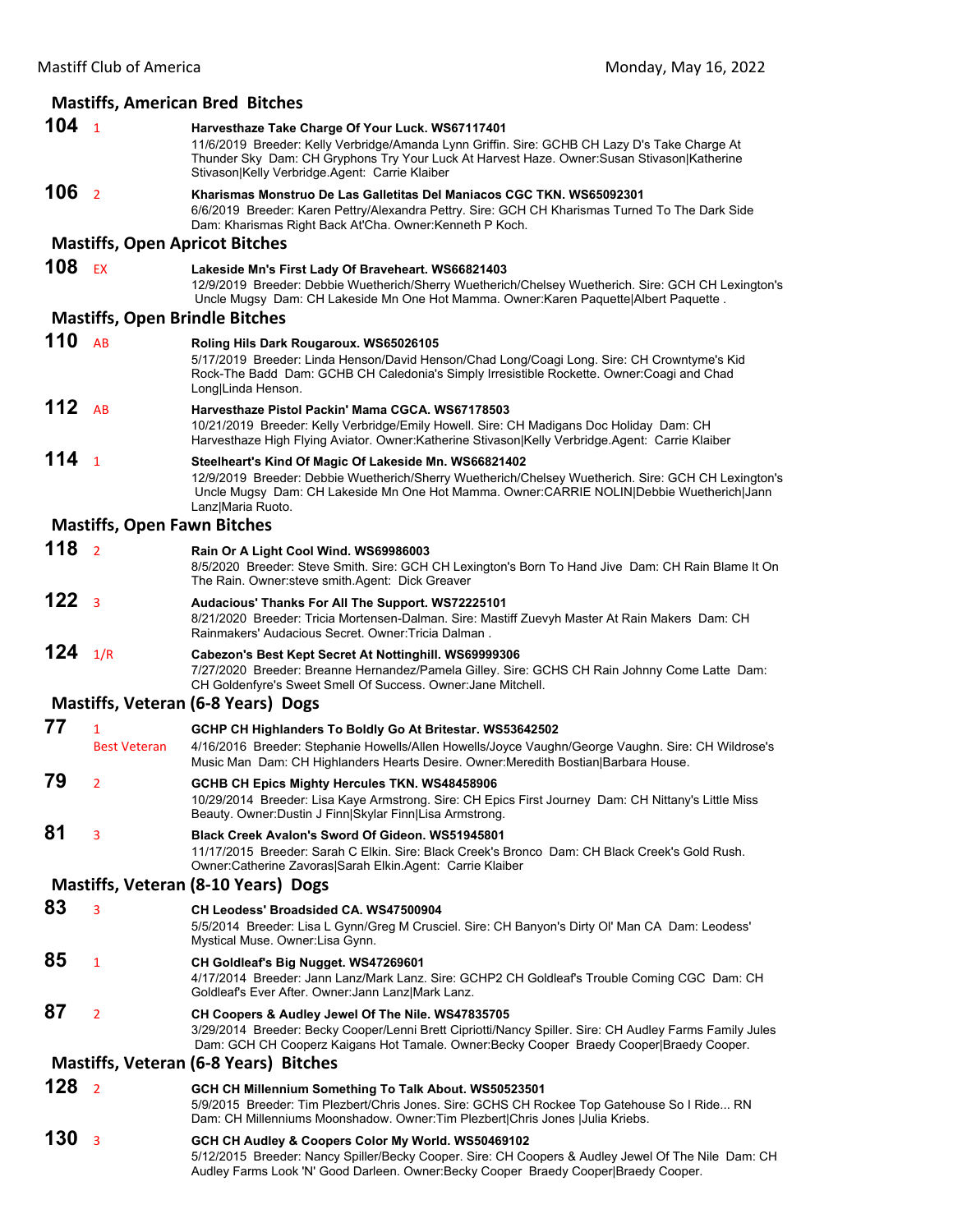## Mastiffs, American Bred Bitches

**104** 1 **Harvesthaze Take Charge Of Your Luck. WS67117401**
11/6/2019 Breeder: Kelly Verbridge/Amanda Lynn Griffin. Sire: GCHB CH Lazy D's Take Charge At Thunder Sky Dam: CH Gryphons Try Your Luck At Harvest Haze. Owner:Susan Stivason|Katherine Stivason|Kelly Verbridge.Agent: Carrie Klaiber

**106** 2 **Kharismas Monstruo De Las Galletitas Del Maniacos CGC TKN. WS65092301**
6/6/2019 Breeder: Karen Pettry/Alexandra Pettry. Sire: GCH CH Kharismas Turned To The Dark Side Dam: Kharismas Right Back At'Cha. Owner:Kenneth P Koch.

## Mastiffs, Open Apricot Bitches

**108** EX **Lakeside Mn's First Lady Of Braveheart. WS66821403**
12/9/2019 Breeder: Debbie Wuetherich/Sherry Wuetherich/Chelsey Wuetherich. Sire: GCH CH Lexington's Uncle Mugsy Dam: CH Lakeside Mn One Hot Mamma. Owner:Karen Paquette|Albert Paquette .

## Mastiffs, Open Brindle Bitches

**110** AB **Roling Hils Dark Rougaroux. WS65026105**
5/17/2019 Breeder: Linda Henson/David Henson/Chad Long/Coagi Long. Sire: CH Crowntyme's Kid Rock-The Badd Dam: GCHB CH Caledonia's Simply Irresistible Rockette. Owner:Coagi and Chad Long|Linda Henson.

**112** AB **Harvesthaze Pistol Packin' Mama CGCA. WS67178503**
10/21/2019 Breeder: Kelly Verbridge/Emily Howell. Sire: CH Madigans Doc Holiday Dam: CH Harvesthaze High Flying Aviator. Owner:Katherine Stivason|Kelly Verbridge.Agent: Carrie Klaiber

**114** 1 **Steelheart's Kind Of Magic Of Lakeside Mn. WS66821402**
12/9/2019 Breeder: Debbie Wuetherich/Sherry Wuetherich/Chelsey Wuetherich. Sire: GCH CH Lexington's Uncle Mugsy Dam: CH Lakeside Mn One Hot Mamma. Owner:CARRIE NOLIN|Debbie Wuetherich|Jann Lanz|Maria Ruoto.

## Mastiffs, Open Fawn Bitches

**118** 2 **Rain Or A Light Cool Wind. WS69986003**
8/5/2020 Breeder: Steve Smith. Sire: GCH CH Lexington's Born To Hand Jive Dam: CH Rain Blame It On The Rain. Owner:steve smith.Agent: Dick Greaver

**122** 3 **Audacious' Thanks For All The Support. WS72225101**
8/21/2020 Breeder: Tricia Mortensen-Dalman. Sire: Mastiff Zuevyh Master At Rain Makers Dam: CH Rainmakers' Audacious Secret. Owner:Tricia Dalman .

**124** 1/R **Cabezon's Best Kept Secret At Nottinghill. WS69999306**
7/27/2020 Breeder: Breanne Hernandez/Pamela Gilley. Sire: GCHS CH Rain Johnny Come Latte Dam: CH Goldenfyre's Sweet Smell Of Success. Owner:Jane Mitchell.

## Mastiffs, Veteran (6-8 Years) Dogs

**77** 1 Best Veteran **GCHP CH Highlanders To Boldly Go At Britestar. WS53642502**
4/16/2016 Breeder: Stephanie Howells/Allen Howells/Joyce Vaughn/George Vaughn. Sire: CH Wildrose's Music Man Dam: CH Highlanders Hearts Desire. Owner:Meredith Bostian|Barbara House.

**79** 2 **GCHB CH Epics Mighty Hercules TKN. WS48458906**
10/29/2014 Breeder: Lisa Kaye Armstrong. Sire: CH Epics First Journey Dam: CH Nittany's Little Miss Beauty. Owner:Dustin J Finn|Skylar Finn|Lisa Armstrong.

**81** 3 **Black Creek Avalon's Sword Of Gideon. WS51945801**
11/17/2015 Breeder: Sarah C Elkin. Sire: Black Creek's Bronco Dam: CH Black Creek's Gold Rush. Owner:Catherine Zavoras|Sarah Elkin.Agent: Carrie Klaiber

## Mastiffs, Veteran (8-10 Years) Dogs

**83** 3 **CH Leodess' Broadsided CA. WS47500904**
5/5/2014 Breeder: Lisa L Gynn/Greg M Crusciel. Sire: CH Banyon's Dirty Ol' Man CA Dam: Leodess' Mystical Muse. Owner:Lisa Gynn.

**85** 1 **CH Goldleaf's Big Nugget. WS47269601**
4/17/2014 Breeder: Jann Lanz/Mark Lanz. Sire: GCHP2 CH Goldleaf's Trouble Coming CGC Dam: CH Goldleaf's Ever After. Owner:Jann Lanz|Mark Lanz.

**87** 2 **CH Coopers & Audley Jewel Of The Nile. WS47835705**
3/29/2014 Breeder: Becky Cooper/Lenni Brett Cipriotti/Nancy Spiller. Sire: CH Audley Farms Family Jules Dam: GCH CH Cooperz Kaigans Hot Tamale. Owner:Becky Cooper Braedy Cooper|Braedy Cooper.

## Mastiffs, Veteran (6-8 Years) Bitches

**128** 2 **GCH CH Millennium Something To Talk About. WS50523501**
5/9/2015 Breeder: Tim Plezbert/Chris Jones. Sire: GCHS CH Rockee Top Gatehouse So I Ride... RN Dam: CH Millenniums Moonshadow. Owner:Tim Plezbert|Chris Jones |Julia Kriebs.

**130** 3 **GCH CH Audley & Coopers Color My World. WS50469102**
5/12/2015 Breeder: Nancy Spiller/Becky Cooper. Sire: CH Coopers & Audley Jewel Of The Nile Dam: CH Audley Farms Look 'N' Good Darleen. Owner:Becky Cooper Braedy Cooper|Braedy Cooper.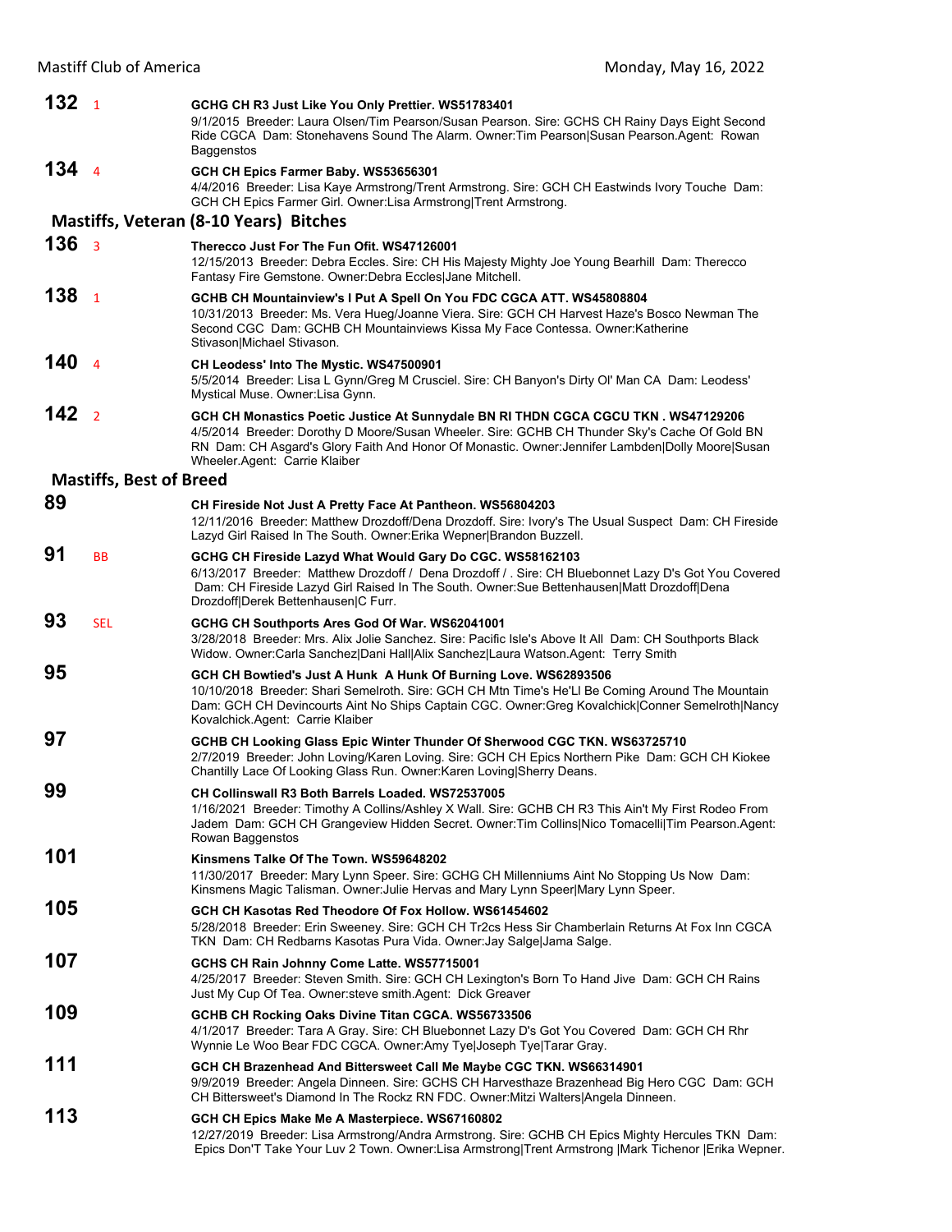**132** 1 **GCHG CH R3 Just Like You Only Prettier. WS51783401**
9/1/2015 Breeder: Laura Olsen/Tim Pearson/Susan Pearson. Sire: GCHS CH Rainy Days Eight Second Ride CGCA Dam: Stonehavens Sound The Alarm. Owner:Tim Pearson|Susan Pearson.Agent: Rowan Baggenstos

**134** 4 **GCH CH Epics Farmer Baby. WS53656301**
4/4/2016 Breeder: Lisa Kaye Armstrong/Trent Armstrong. Sire: GCH CH Eastwinds Ivory Touche Dam: GCH CH Epics Farmer Girl. Owner:Lisa Armstrong|Trent Armstrong.

## Mastiffs, Veteran (8-10 Years) Bitches

**136** 3 **Therecco Just For The Fun Ofit. WS47126001**
12/15/2013 Breeder: Debra Eccles. Sire: CH His Majesty Mighty Joe Young Bearhill Dam: Therecco Fantasy Fire Gemstone. Owner:Debra Eccles|Jane Mitchell.

**138** 1 **GCHB CH Mountainview's I Put A Spell On You FDC CGCA ATT. WS45808804**
10/31/2013 Breeder: Ms. Vera Hueg/Joanne Viera. Sire: GCH CH Harvest Haze's Bosco Newman The Second CGC Dam: GCHB CH Mountainviews Kissa My Face Contessa. Owner:Katherine Stivason|Michael Stivason.

**140** 4 **CH Leodess' Into The Mystic. WS47500901**
5/5/2014 Breeder: Lisa L Gynn/Greg M Crusciel. Sire: CH Banyon's Dirty Ol' Man CA Dam: Leodess' Mystical Muse. Owner:Lisa Gynn.

**142** 2 **GCH CH Monastics Poetic Justice At Sunnydale BN RI THDN CGCA CGCU TKN . WS47129206**
4/5/2014 Breeder: Dorothy D Moore/Susan Wheeler. Sire: GCHB CH Thunder Sky's Cache Of Gold BN RN Dam: CH Asgard's Glory Faith And Honor Of Monastic. Owner:Jennifer Lambden|Dolly Moore|Susan Wheeler.Agent: Carrie Klaiber

## Mastiffs, Best of Breed

**89** **CH Fireside Not Just A Pretty Face At Pantheon. WS56804203**
12/11/2016 Breeder: Matthew Drozdoff/Dena Drozdoff. Sire: Ivory's The Usual Suspect Dam: CH Fireside Lazyd Girl Raised In The South. Owner:Erika Wepner|Brandon Buzzell.

**91** BB **GCHG CH Fireside Lazyd What Would Gary Do CGC. WS58162103**
6/13/2017 Breeder: Matthew Drozdoff / Dena Drozdoff / . Sire: CH Bluebonnet Lazy D's Got You Covered Dam: CH Fireside Lazyd Girl Raised In The South. Owner:Sue Bettenhausen|Matt Drozdoff|Dena Drozdoff|Derek Bettenhausen|C Furr.

**93** SEL **GCHG CH Southports Ares God Of War. WS62041001**
3/28/2018 Breeder: Mrs. Alix Jolie Sanchez. Sire: Pacific Isle's Above It All Dam: CH Southports Black Widow. Owner:Carla Sanchez|Dani Hall|Alix Sanchez|Laura Watson.Agent: Terry Smith

**95** **GCH CH Bowtied's Just A Hunk A Hunk Of Burning Love. WS62893506**
10/10/2018 Breeder: Shari Semelroth. Sire: GCH CH Mtn Time's He'Ll Be Coming Around The Mountain Dam: GCH CH Devincourts Aint No Ships Captain CGC. Owner:Greg Kovalchick|Conner Semelroth|Nancy Kovalchick.Agent: Carrie Klaiber

**97** **GCHB CH Looking Glass Epic Winter Thunder Of Sherwood CGC TKN. WS63725710**
2/7/2019 Breeder: John Loving/Karen Loving. Sire: GCH CH Epics Northern Pike Dam: GCH CH Kiokee Chantilly Lace Of Looking Glass Run. Owner:Karen Loving|Sherry Deans.

**99** **CH Collinswall R3 Both Barrels Loaded. WS72537005**
1/16/2021 Breeder: Timothy A Collins/Ashley X Wall. Sire: GCHB CH R3 This Ain't My First Rodeo From Jadem Dam: GCH CH Grangeview Hidden Secret. Owner:Tim Collins|Nico Tomacelli|Tim Pearson.Agent: Rowan Baggenstos

**101** **Kinsmens Talke Of The Town. WS59648202**
11/30/2017 Breeder: Mary Lynn Speer. Sire: GCHG CH Millenniums Aint No Stopping Us Now Dam: Kinsmens Magic Talisman. Owner:Julie Hervas and Mary Lynn Speer|Mary Lynn Speer.

**105** **GCH CH Kasotas Red Theodore Of Fox Hollow. WS61454602**
5/28/2018 Breeder: Erin Sweeney. Sire: GCH CH Tr2cs Hess Sir Chamberlain Returns At Fox Inn CGCA TKN Dam: CH Redbarns Kasotas Pura Vida. Owner:Jay Salge|Jama Salge.

**107** **GCHS CH Rain Johnny Come Latte. WS57715001**
4/25/2017 Breeder: Steven Smith. Sire: GCH CH Lexington's Born To Hand Jive Dam: GCH CH Rains Just My Cup Of Tea. Owner:steve smith.Agent: Dick Greaver

**109** **GCHB CH Rocking Oaks Divine Titan CGCA. WS56733506**
4/1/2017 Breeder: Tara A Gray. Sire: CH Bluebonnet Lazy D's Got You Covered Dam: GCH CH Rhr Wynnie Le Woo Bear FDC CGCA. Owner:Amy Tye|Joseph Tye|Tarar Gray.

**111** **GCH CH Brazenhead And Bittersweet Call Me Maybe CGC TKN. WS66314901**
9/9/2019 Breeder: Angela Dinneen. Sire: GCHS CH Harvesthaze Brazenhead Big Hero CGC Dam: GCH CH Bittersweet's Diamond In The Rockz RN FDC. Owner:Mitzi Walters|Angela Dinneen.

**113** **GCH CH Epics Make Me A Masterpiece. WS67160802**
12/27/2019 Breeder: Lisa Armstrong/Andra Armstrong. Sire: GCHB CH Epics Mighty Hercules TKN Dam: Epics Don'T Take Your Luv 2 Town. Owner:Lisa Armstrong|Trent Armstrong |Mark Tichenor |Erika Wepner.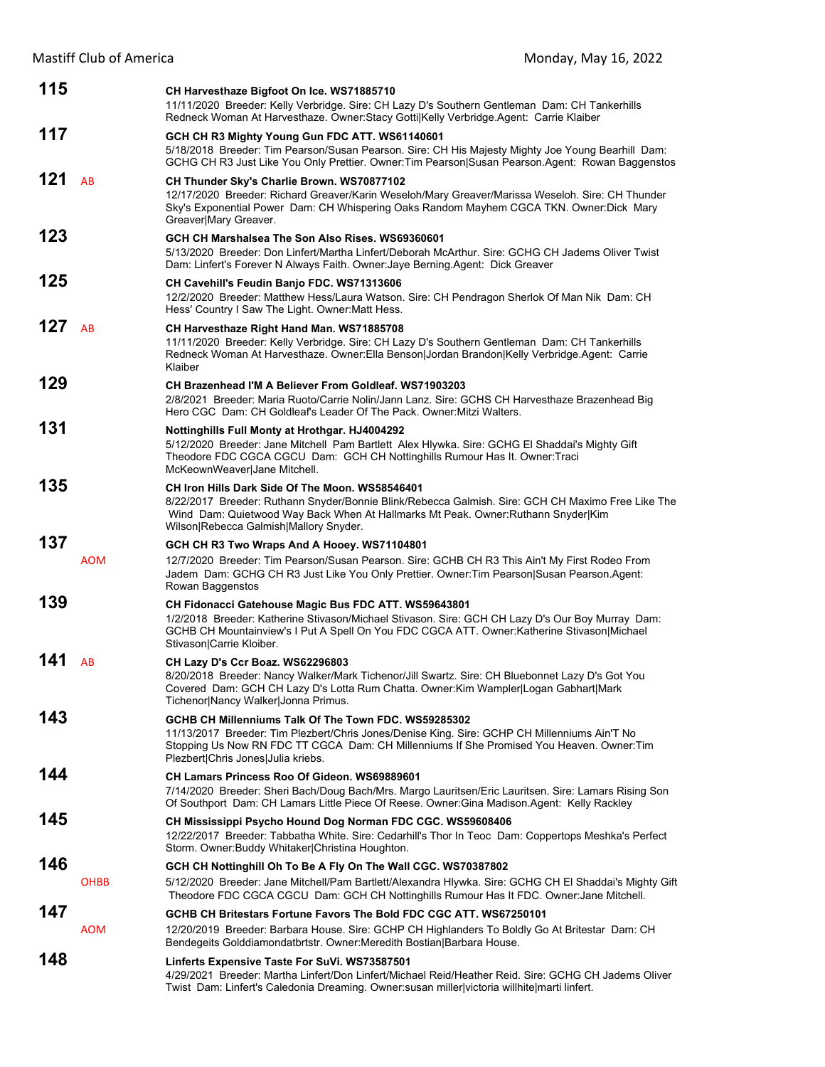**115** CH Harvesthaze Bigfoot On Ice. WS71885710
11/11/2020 Breeder: Kelly Verbridge. Sire: CH Lazy D's Southern Gentleman Dam: CH Tankerhills Redneck Woman At Harvesthaze. Owner:Stacy Gotti|Kelly Verbridge.Agent: Carrie Klaiber

**117** GCH CH R3 Mighty Young Gun FDC ATT. WS61140601
5/18/2018 Breeder: Tim Pearson/Susan Pearson. Sire: CH His Majesty Mighty Joe Young Bearhill Dam: GCHG CH R3 Just Like You Only Prettier. Owner:Tim Pearson|Susan Pearson.Agent: Rowan Baggenstos

**121** AB CH Thunder Sky's Charlie Brown. WS70877102
12/17/2020 Breeder: Richard Greaver/Karin Weseloh/Mary Greaver/Marissa Weseloh. Sire: CH Thunder Sky's Exponential Power Dam: CH Whispering Oaks Random Mayhem CGCA TKN. Owner:Dick Mary Greaver|Mary Greaver.

**123** GCH CH Marshalsea The Son Also Rises. WS69360601
5/13/2020 Breeder: Don Linfert/Martha Linfert/Deborah McArthur. Sire: GCHG CH Jadems Oliver Twist Dam: Linfert's Forever N Always Faith. Owner:Jaye Berning.Agent: Dick Greaver

**125** CH Cavehill's Feudin Banjo FDC. WS71313606
12/2/2020 Breeder: Matthew Hess/Laura Watson. Sire: CH Pendragon Sherlok Of Man Nik Dam: CH Hess' Country I Saw The Light. Owner:Matt Hess.

**127** AB CH Harvesthaze Right Hand Man. WS71885708
11/11/2020 Breeder: Kelly Verbridge. Sire: CH Lazy D's Southern Gentleman Dam: CH Tankerhills Redneck Woman At Harvesthaze. Owner:Ella Benson|Jordan Brandon|Kelly Verbridge.Agent: Carrie Klaiber

**129** CH Brazenhead I'M A Believer From Goldleaf. WS71903203
2/8/2021 Breeder: Maria Ruoto/Carrie Nolin/Jann Lanz. Sire: GCHS CH Harvesthaze Brazenhead Big Hero CGC Dam: CH Goldleaf's Leader Of The Pack. Owner:Mitzi Walters.

**131** Nottinghills Full Monty at Hrothgar. HJ4004292
5/12/2020 Breeder: Jane Mitchell Pam Bartlett Alex Hlywka. Sire: GCHG El Shaddai's Mighty Gift Theodore FDC CGCA CGCU Dam: GCH CH Nottinghills Rumour Has It. Owner:Traci McKeownWeaver|Jane Mitchell.

**135** CH Iron Hills Dark Side Of The Moon. WS58546401
8/22/2017 Breeder: Ruthann Snyder/Bonnie Blink/Rebecca Galmish. Sire: GCH CH Maximo Free Like The Wind Dam: Quietwood Way Back When At Hallmarks Mt Peak. Owner:Ruthann Snyder|Kim Wilson|Rebecca Galmish|Mallory Snyder.

**137** AOM GCH CH R3 Two Wraps And A Hooey. WS71104801
12/7/2020 Breeder: Tim Pearson/Susan Pearson. Sire: GCHB CH R3 This Ain't My First Rodeo From Jadem Dam: GCHG CH R3 Just Like You Only Prettier. Owner:Tim Pearson|Susan Pearson.Agent: Rowan Baggenstos

**139** CH Fidonacci Gatehouse Magic Bus FDC ATT. WS59643801
1/2/2018 Breeder: Katherine Stivason/Michael Stivason. Sire: GCH CH Lazy D's Our Boy Murray Dam: GCHB CH Mountainview's I Put A Spell On You FDC CGCA ATT. Owner:Katherine Stivason|Michael Stivason|Carrie Kloiber.

**141** AB CH Lazy D's Ccr Boaz. WS62296803
8/20/2018 Breeder: Nancy Walker/Mark Tichenor/Jill Swartz. Sire: CH Bluebonnet Lazy D's Got You Covered Dam: GCH CH Lazy D's Lotta Rum Chatta. Owner:Kim Wampler|Logan Gabhart|Mark Tichenor|Nancy Walker|Jonna Primus.

**143** GCHB CH Millenniums Talk Of The Town FDC. WS59285302
11/13/2017 Breeder: Tim Plezbert/Chris Jones/Denise King. Sire: GCHP CH Millenniums Ain'T No Stopping Us Now RN FDC TT CGCA Dam: CH Millenniums If She Promised You Heaven. Owner:Tim Plezbert|Chris Jones|Julia kriebs.

**144** CH Lamars Princess Roo Of Gideon. WS69889601
7/14/2020 Breeder: Sheri Bach/Doug Bach/Mrs. Margo Lauritsen/Eric Lauritsen. Sire: Lamars Rising Son Of Southport Dam: CH Lamars Little Piece Of Reese. Owner:Gina Madison.Agent: Kelly Rackley

**145** CH Mississippi Psycho Hound Dog Norman FDC CGC. WS59608406
12/22/2017 Breeder: Tabbatha White. Sire: Cedarhill's Thor In Teoc Dam: Coppertops Meshka's Perfect Storm. Owner:Buddy Whitaker|Christina Houghton.

**146** OHBB GCH CH Nottinghill Oh To Be A Fly On The Wall CGC. WS70387802
5/12/2020 Breeder: Jane Mitchell/Pam Bartlett/Alexandra Hlywka. Sire: GCHG CH El Shaddai's Mighty Gift Theodore FDC CGCA CGCU Dam: GCH CH Nottinghills Rumour Has It FDC. Owner:Jane Mitchell.

**147** AOM GCHB CH Britestars Fortune Favors The Bold FDC CGC ATT. WS67250101
12/20/2019 Breeder: Barbara House. Sire: GCHP CH Highlanders To Boldly Go At Britestar Dam: CH Bendegeits Golddiamondatbrtstr. Owner:Meredith Bostian|Barbara House.

**148** Linferts Expensive Taste For SuVi. WS73587501
4/29/2021 Breeder: Martha Linfert/Don Linfert/Michael Reid/Heather Reid. Sire: GCHG CH Jadems Oliver Twist Dam: Linfert's Caledonia Dreaming. Owner:susan miller|victoria willhite|marti linfert.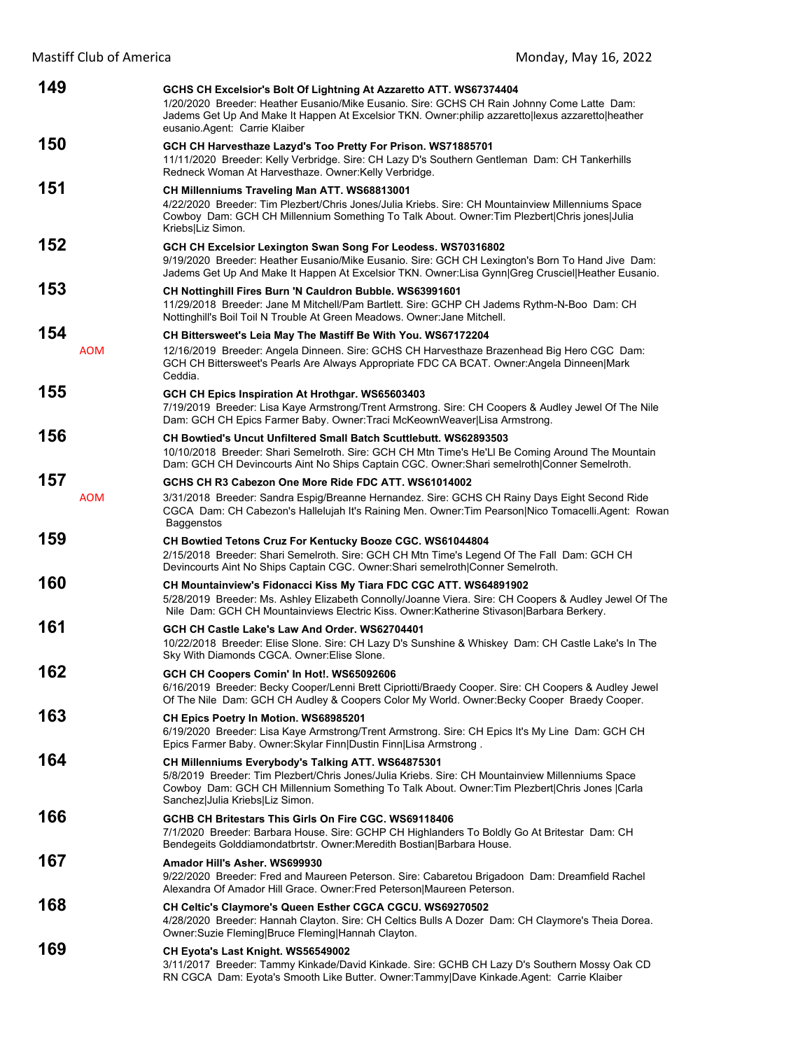**149** **GCHS CH Excelsior's Bolt Of Lightning At Azzaretto ATT. WS67374404**
1/20/2020 Breeder: Heather Eusanio/Mike Eusanio. Sire: GCHS CH Rain Johnny Come Latte Dam: Jadems Get Up And Make It Happen At Excelsior TKN. Owner:philip azzaretto|lexus azzaretto|heather eusanio.Agent: Carrie Klaiber

**150** **GCH CH Harvesthaze Lazyd's Too Pretty For Prison. WS71885701**
11/11/2020 Breeder: Kelly Verbridge. Sire: CH Lazy D's Southern Gentleman Dam: CH Tankerhills Redneck Woman At Harvesthaze. Owner:Kelly Verbridge.

**151** **CH Millenniums Traveling Man ATT. WS68813001**
4/22/2020 Breeder: Tim Plezbert/Chris Jones/Julia Kriebs. Sire: CH Mountainview Millenniums Space Cowboy Dam: GCH CH Millennium Something To Talk About. Owner:Tim Plezbert|Chris jones|Julia Kriebs|Liz Simon.

**152** **GCH CH Excelsior Lexington Swan Song For Leodess. WS70316802**
9/19/2020 Breeder: Heather Eusanio/Mike Eusanio. Sire: GCH CH Lexington's Born To Hand Jive Dam: Jadems Get Up And Make It Happen At Excelsior TKN. Owner:Lisa Gynn|Greg Crusciel|Heather Eusanio.

**153** **CH Nottinghill Fires Burn 'N Cauldron Bubble. WS63991601**
11/29/2018 Breeder: Jane M Mitchell/Pam Bartlett. Sire: GCHP CH Jadems Rythm-N-Boo Dam: CH Nottinghill's Boil Toil N Trouble At Green Meadows. Owner:Jane Mitchell.

**154** **CH Bittersweet's Leia May The Mastiff Be With You. WS67172204**
AOM
12/16/2019 Breeder: Angela Dinneen. Sire: GCHS CH Harvesthaze Brazenhead Big Hero CGC Dam: GCH CH Bittersweet's Pearls Are Always Appropriate FDC CA BCAT. Owner:Angela Dinneen|Mark Ceddia.

**155** **GCH CH Epics Inspiration At Hrothgar. WS65603403**
7/19/2019 Breeder: Lisa Kaye Armstrong/Trent Armstrong. Sire: CH Coopers & Audley Jewel Of The Nile Dam: GCH CH Epics Farmer Baby. Owner:Traci McKeownWeaver|Lisa Armstrong.

**156** **CH Bowtied's Uncut Unfiltered Small Batch Scuttlebutt. WS62893503**
10/10/2018 Breeder: Shari Semelroth. Sire: GCH CH Mtn Time's He'Ll Be Coming Around The Mountain Dam: GCH CH Devincourts Aint No Ships Captain CGC. Owner:Shari semelroth|Conner Semelroth.

**157** **GCHS CH R3 Cabezon One More Ride FDC ATT. WS61014002**
AOM
3/31/2018 Breeder: Sandra Espig/Breanne Hernandez. Sire: GCHS CH Rainy Days Eight Second Ride CGCA Dam: CH Cabezon's Hallelujah It's Raining Men. Owner:Tim Pearson|Nico Tomacelli.Agent: Rowan Baggenstos

**159** **CH Bowtied Tetons Cruz For Kentucky Booze CGC. WS61044804**
2/15/2018 Breeder: Shari Semelroth. Sire: GCH CH Mtn Time's Legend Of The Fall Dam: GCH CH Devincourts Aint No Ships Captain CGC. Owner:Shari semelroth|Conner Semelroth.

**160** **CH Mountainview's Fidonacci Kiss My Tiara FDC CGC ATT. WS64891902**
5/28/2019 Breeder: Ms. Ashley Elizabeth Connolly/Joanne Viera. Sire: CH Coopers & Audley Jewel Of The Nile Dam: GCH CH Mountainviews Electric Kiss. Owner:Katherine Stivason|Barbara Berkery.

**161** **GCH CH Castle Lake's Law And Order. WS62704401**
10/22/2018 Breeder: Elise Slone. Sire: CH Lazy D's Sunshine & Whiskey Dam: CH Castle Lake's In The Sky With Diamonds CGCA. Owner:Elise Slone.

**162** **GCH CH Coopers Comin' In Hot!. WS65092606**
6/16/2019 Breeder: Becky Cooper/Lenni Brett Cipriotti/Braedy Cooper. Sire: CH Coopers & Audley Jewel Of The Nile Dam: GCH CH Audley & Coopers Color My World. Owner:Becky Cooper Braedy Cooper.

**163** **CH Epics Poetry In Motion. WS68985201**
6/19/2020 Breeder: Lisa Kaye Armstrong/Trent Armstrong. Sire: CH Epics It's My Line Dam: GCH CH Epics Farmer Baby. Owner:Skylar Finn|Dustin Finn|Lisa Armstrong .

**164** **CH Millenniums Everybody's Talking ATT. WS64875301**
5/8/2019 Breeder: Tim Plezbert/Chris Jones/Julia Kriebs. Sire: CH Mountainview Millenniums Space Cowboy Dam: GCH CH Millennium Something To Talk About. Owner:Tim Plezbert|Chris Jones |Carla Sanchez|Julia Kriebs|Liz Simon.

**166** **GCHB CH Britestars This Girls On Fire CGC. WS69118406**
7/1/2020 Breeder: Barbara House. Sire: GCHP CH Highlanders To Boldly Go At Britestar Dam: CH Bendegeits Golddiamondatbrtstr. Owner:Meredith Bostian|Barbara House.

**167** **Amador Hill's Asher. WS699930**
9/22/2020 Breeder: Fred and Maureen Peterson. Sire: Cabaretou Brigadoon Dam: Dreamfield Rachel Alexandra Of Amador Hill Grace. Owner:Fred Peterson|Maureen Peterson.

**168** **CH Celtic's Claymore's Queen Esther CGCA CGCU. WS69270502**
4/28/2020 Breeder: Hannah Clayton. Sire: CH Celtics Bulls A Dozer Dam: CH Claymore's Theia Dorea. Owner:Suzie Fleming|Bruce Fleming|Hannah Clayton.

**169** **CH Eyota's Last Knight. WS56549002**
3/11/2017 Breeder: Tammy Kinkade/David Kinkade. Sire: GCHB CH Lazy D's Southern Mossy Oak CD RN CGCA Dam: Eyota's Smooth Like Butter. Owner:Tammy|Dave Kinkade.Agent: Carrie Klaiber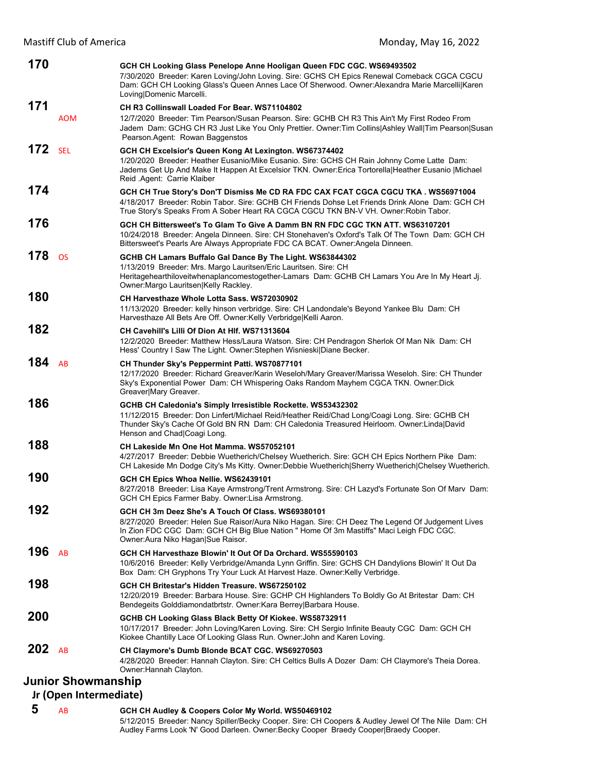**170** GCH CH Looking Glass Penelope Anne Hooligan Queen FDC CGC. WS69493502
7/30/2020 Breeder: Karen Loving/John Loving. Sire: GCHS CH Epics Renewal Comeback CGCA CGCU Dam: GCH CH Looking Glass's Queen Annes Lace Of Sherwood. Owner:Alexandra Marie Marcelli|Karen Loving|Domenic Marcelli.

**171** AOM **CH R3 Collinswall Loaded For Bear. WS71104802**
12/7/2020 Breeder: Tim Pearson/Susan Pearson. Sire: GCHB CH R3 This Ain't My First Rodeo From Jadem Dam: GCHG CH R3 Just Like You Only Prettier. Owner:Tim Collins|Ashley Wall|Tim Pearson|Susan Pearson.Agent: Rowan Baggenstos

**172** SEL **GCH CH Excelsior's Queen Kong At Lexington. WS67374402**
1/20/2020 Breeder: Heather Eusanio/Mike Eusanio. Sire: GCHS CH Rain Johnny Come Latte Dam: Jadems Get Up And Make It Happen At Excelsior TKN. Owner:Erica Tortorella|Heather Eusanio |Michael Reid .Agent: Carrie Klaiber

**174** **GCH CH True Story's Don'T Dismiss Me CD RA FDC CAX FCAT CGCA CGCU TKA . WS56971004**
4/18/2017 Breeder: Robin Tabor. Sire: GCHB CH Friends Dohse Let Friends Drink Alone Dam: GCH CH True Story's Speaks From A Sober Heart RA CGCA CGCU TKN BN-V VH. Owner:Robin Tabor.

**176** **GCH CH Bittersweet's To Glam To Give A Damm BN RN FDC CGC TKN ATT. WS63107201**
10/24/2018 Breeder: Angela Dinneen. Sire: GCH CH Stonehaven's Oxford's Talk Of The Town Dam: GCH CH Bittersweet's Pearls Are Always Appropriate FDC CA BCAT. Owner:Angela Dinneen.

**178** OS **GCHB CH Lamars Buffalo Gal Dance By The Light. WS63844302**
1/13/2019 Breeder: Mrs. Margo Lauritsen/Eric Lauritsen. Sire: CH Heritagehearthiloveitwhenaplancomestogether-Lamars Dam: GCHB CH Lamars You Are In My Heart Jj. Owner:Margo Lauritsen|Kelly Rackley.

**180** **CH Harvesthaze Whole Lotta Sass. WS72030902**
11/13/2020 Breeder: kelly hinson verbridge. Sire: CH Landondale's Beyond Yankee Blu Dam: CH Harvesthaze All Bets Are Off. Owner:Kelly Verbridge|Kelli Aaron.

**182** **CH Cavehill's Lilli Of Dion At Hlf. WS71313604**
12/2/2020 Breeder: Matthew Hess/Laura Watson. Sire: CH Pendragon Sherlok Of Man Nik Dam: CH Hess' Country I Saw The Light. Owner:Stephen Wisnieski|Diane Becker.

**184** AB **CH Thunder Sky's Peppermint Patti. WS70877101**
12/17/2020 Breeder: Richard Greaver/Karin Weseloh/Mary Greaver/Marissa Weseloh. Sire: CH Thunder Sky's Exponential Power Dam: CH Whispering Oaks Random Mayhem CGCA TKN. Owner:Dick Greaver|Mary Greaver.

**186** **GCHB CH Caledonia's Simply Irresistible Rockette. WS53432302**
11/12/2015 Breeder: Don Linfert/Michael Reid/Heather Reid/Chad Long/Coagi Long. Sire: GCHB CH Thunder Sky's Cache Of Gold BN RN Dam: CH Caledonia Treasured Heirloom. Owner:Linda|David Henson and Chad|Coagi Long.

**188** **CH Lakeside Mn One Hot Mamma. WS57052101**
4/27/2017 Breeder: Debbie Wuetherich/Chelsey Wuetherich. Sire: GCH CH Epics Northern Pike Dam: CH Lakeside Mn Dodge City's Ms Kitty. Owner:Debbie Wuetherich|Sherry Wuetherich|Chelsey Wuetherich.

**190** **GCH CH Epics Whoa Nellie. WS62439101**
8/27/2018 Breeder: Lisa Kaye Armstrong/Trent Armstrong. Sire: CH Lazyd's Fortunate Son Of Marv Dam: GCH CH Epics Farmer Baby. Owner:Lisa Armstrong.

**192** **GCH CH 3m Deez She's A Touch Of Class. WS69380101**
8/27/2020 Breeder: Helen Sue Raisor/Aura Niko Hagan. Sire: CH Deez The Legend Of Judgement Lives In Zion FDC CGC Dam: GCH CH Big Blue Nation " Home Of 3m Mastiffs" Maci Leigh FDC CGC. Owner:Aura Niko Hagan|Sue Raisor.

**196** AB **GCH CH Harvesthaze Blowin' It Out Of Da Orchard. WS55590103**
10/6/2016 Breeder: Kelly Verbridge/Amanda Lynn Griffin. Sire: GCHS CH Dandylions Blowin' It Out Da Box Dam: CH Gryphons Try Your Luck At Harvest Haze. Owner:Kelly Verbridge.

**198** **GCH CH Britestar's Hidden Treasure. WS67250102**
12/20/2019 Breeder: Barbara House. Sire: GCHP CH Highlanders To Boldly Go At Britestar Dam: CH Bendegeits Golddiamondatbrtstr. Owner:Kara Berrey|Barbara House.

**200** **GCHB CH Looking Glass Black Betty Of Kiokee. WS58732911**
10/17/2017 Breeder: John Loving/Karen Loving. Sire: CH Sergio Infinite Beauty CGC Dam: GCH CH Kiokee Chantilly Lace Of Looking Glass Run. Owner:John and Karen Loving.

**202** AB **CH Claymore's Dumb Blonde BCAT CGC. WS69270503**
4/28/2020 Breeder: Hannah Clayton. Sire: CH Celtics Bulls A Dozer Dam: CH Claymore's Theia Dorea. Owner:Hannah Clayton.

## Junior Showmanship

### Jr (Open Intermediate)

**5** AB **GCH CH Audley & Coopers Color My World. WS50469102**
5/12/2015 Breeder: Nancy Spiller/Becky Cooper. Sire: CH Coopers & Audley Jewel Of The Nile Dam: CH Audley Farms Look 'N' Good Darleen. Owner:Becky Cooper Braedy Cooper|Braedy Cooper.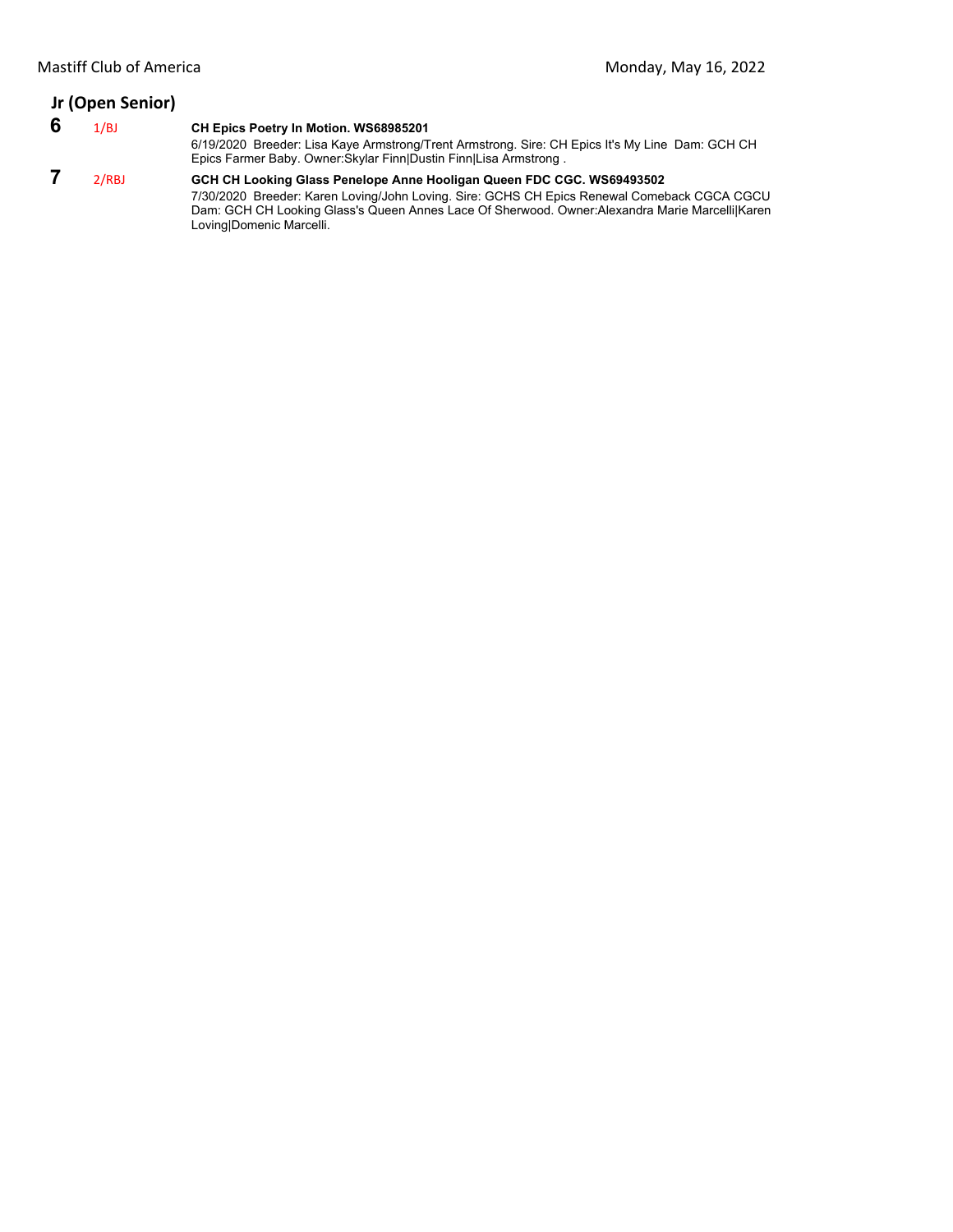## Jr (Open Senior)

**6** 1/BJ **CH Epics Poetry In Motion. WS68985201**

6/19/2020 Breeder: Lisa Kaye Armstrong/Trent Armstrong. Sire: CH Epics It's My Line Dam: GCH CH Epics Farmer Baby. Owner:Skylar Finn|Dustin Finn|Lisa Armstrong .

**7** 2/RBJ **GCH CH Looking Glass Penelope Anne Hooligan Queen FDC CGC. WS69493502**

7/30/2020 Breeder: Karen Loving/John Loving. Sire: GCHS CH Epics Renewal Comeback CGCA CGCU Dam: GCH CH Looking Glass's Queen Annes Lace Of Sherwood. Owner:Alexandra Marie Marcelli|Karen Loving|Domenic Marcelli.